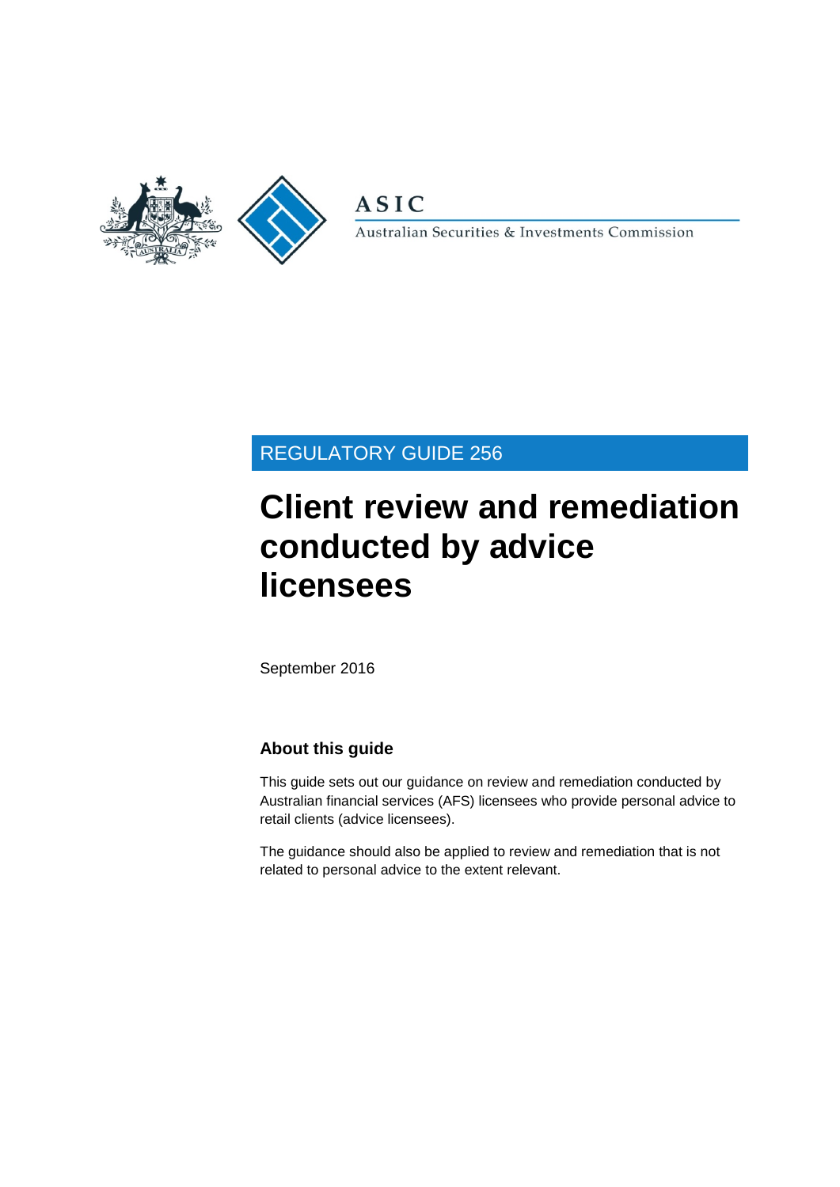ASIC

Australian Securities & Investments Commission

REGULATORY GUIDE 256

# Client review and remediation conducted by advice licensees

September 2016

## About this guide

This guide sets out our guidance on review and remediation conducted by Australian financial services (AFS) licensees who provide personal advice to retail clients (advice licensees).

The guidance should also be applied to review and remediation that is not related to personal advice to the extent relevant.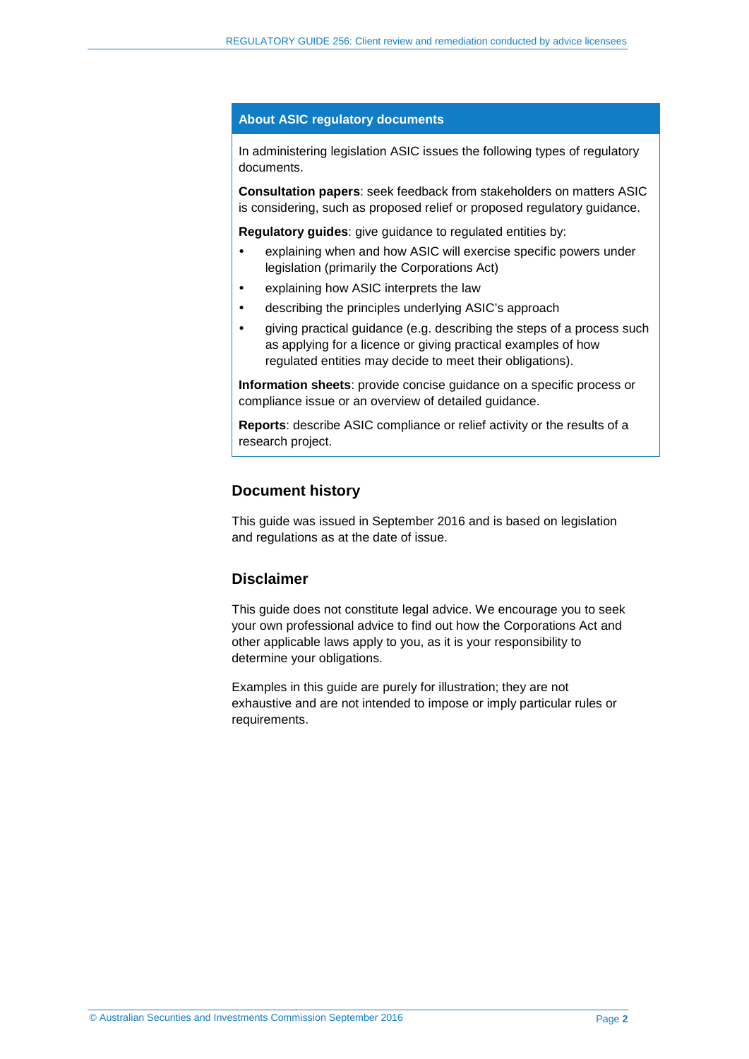## About ASIC regulatory documents

In administering legislation ASIC issues the following types of regulatory documents.

**Consultation papers**: seek feedback from stakeholders on matters ASIC is considering, such as proposed relief or proposed regulatory guidance.

**Regulatory guides**: give guidance to regulated entities by:

- explaining when and how ASIC will exercise specific powers under legislation (primarily the Corporations Act)
- explaining how ASIC interprets the law
- describing the principles underlying ASIC's approach
- giving practical guidance (e.g. describing the steps of a process such as applying for a licence or giving practical examples of how regulated entities may decide to meet their obligations).

**Information sheets**: provide concise guidance on a specific process or compliance issue or an overview of detailed guidance.

**Reports**: describe ASIC compliance or relief activity or the results of a research project.

## Document history

This guide was issued in September 2016 and is based on legislation and regulations as at the date of issue.

## Disclaimer

This guide does not constitute legal advice. We encourage you to seek your own professional advice to find out how the Corporations Act and other applicable laws apply to you, as it is your responsibility to determine your obligations.

Examples in this guide are purely for illustration; they are not exhaustive and are not intended to impose or imply particular rules or requirements.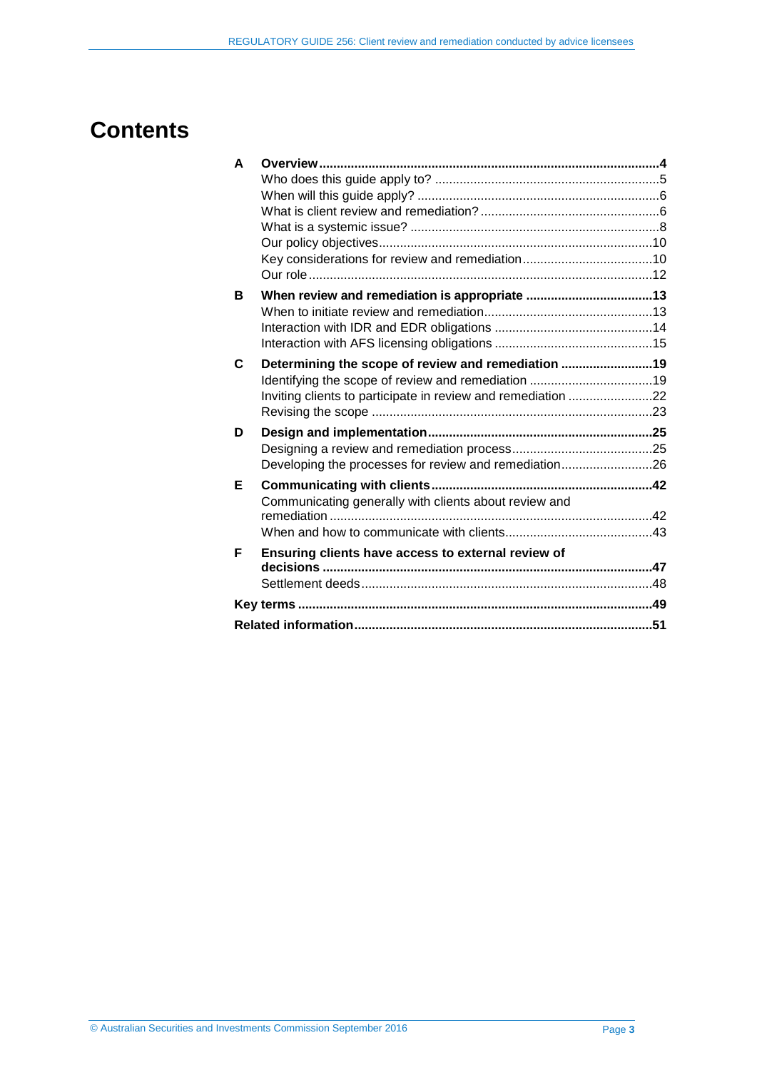# Contents

| | | |
|---|---|---|
| **A** | **Overview** | **4** |
| | Who does this guide apply to? | 5 |
| | When will this guide apply? | 6 |
| | What is client review and remediation? | 6 |
| | What is a systemic issue? | 8 |
| | Our policy objectives | 10 |
| | Key considerations for review and remediation | 10 |
| | Our role | 12 |
| **B** | **When review and remediation is appropriate** | **13** |
| | When to initiate review and remediation | 13 |
| | Interaction with IDR and EDR obligations | 14 |
| | Interaction with AFS licensing obligations | 15 |
| **C** | **Determining the scope of review and remediation** | **19** |
| | Identifying the scope of review and remediation | 19 |
| | Inviting clients to participate in review and remediation | 22 |
| | Revising the scope | 23 |
| **D** | **Design and implementation** | **25** |
| | Designing a review and remediation process | 25 |
| | Developing the processes for review and remediation | 26 |
| **E** | **Communicating with clients** | **42** |
| | Communicating generally with clients about review and remediation | 42 |
| | When and how to communicate with clients | 43 |
| **F** | **Ensuring clients have access to external review of decisions** | **47** |
| | Settlement deeds | 48 |
| **Key terms** | | **49** |
| **Related information** | | **51** |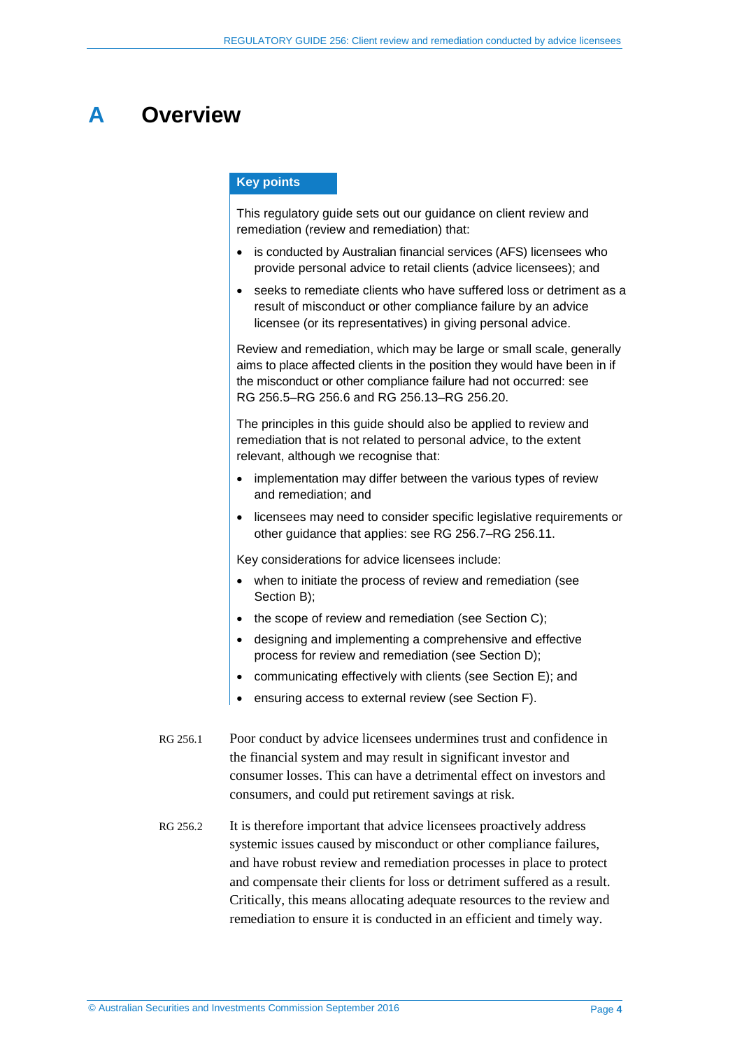# A Overview

**Key points**

This regulatory guide sets out our guidance on client review and remediation (review and remediation) that:

- is conducted by Australian financial services (AFS) licensees who provide personal advice to retail clients (advice licensees); and
- seeks to remediate clients who have suffered loss or detriment as a result of misconduct or other compliance failure by an advice licensee (or its representatives) in giving personal advice.

Review and remediation, which may be large or small scale, generally aims to place affected clients in the position they would have been in if the misconduct or other compliance failure had not occurred: see RG 256.5–RG 256.6 and RG 256.13–RG 256.20.

The principles in this guide should also be applied to review and remediation that is not related to personal advice, to the extent relevant, although we recognise that:

- implementation may differ between the various types of review and remediation; and
- licensees may need to consider specific legislative requirements or other guidance that applies: see RG 256.7–RG 256.11.

Key considerations for advice licensees include:

- when to initiate the process of review and remediation (see Section B);
- the scope of review and remediation (see Section C);
- designing and implementing a comprehensive and effective process for review and remediation (see Section D);
- communicating effectively with clients (see Section E); and
- ensuring access to external review (see Section F).

RG 256.1 Poor conduct by advice licensees undermines trust and confidence in the financial system and may result in significant investor and consumer losses. This can have a detrimental effect on investors and consumers, and could put retirement savings at risk.

RG 256.2 It is therefore important that advice licensees proactively address systemic issues caused by misconduct or other compliance failures, and have robust review and remediation processes in place to protect and compensate their clients for loss or detriment suffered as a result. Critically, this means allocating adequate resources to the review and remediation to ensure it is conducted in an efficient and timely way.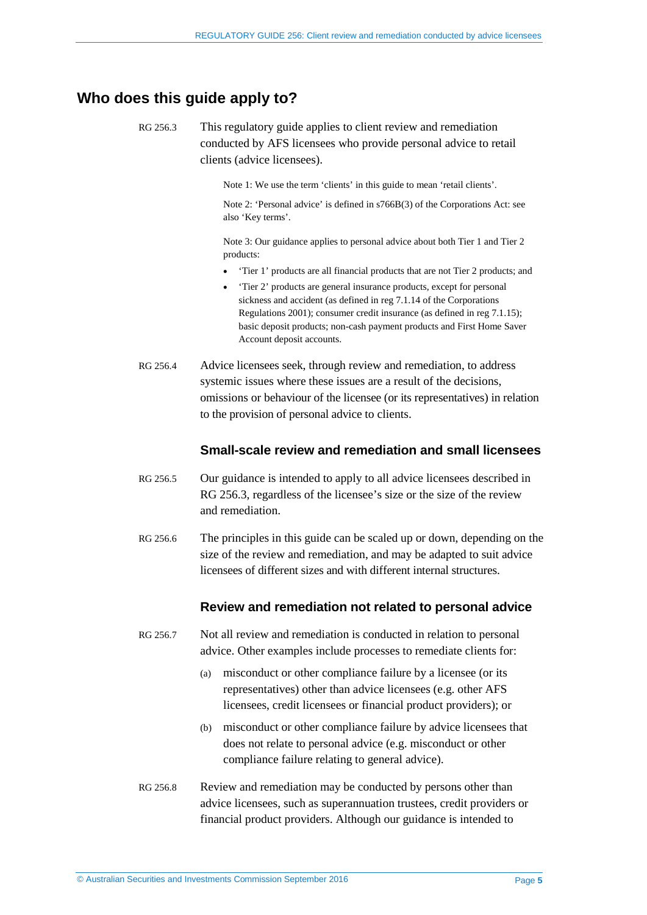## Who does this guide apply to?

RG 256.3 This regulatory guide applies to client review and remediation conducted by AFS licensees who provide personal advice to retail clients (advice licensees).

> Note 1: We use the term 'clients' in this guide to mean 'retail clients'.
>
> Note 2: 'Personal advice' is defined in s766B(3) of the Corporations Act: see also 'Key terms'.
>
> Note 3: Our guidance applies to personal advice about both Tier 1 and Tier 2 products:
>
> - 'Tier 1' products are all financial products that are not Tier 2 products; and
> - 'Tier 2' products are general insurance products, except for personal sickness and accident (as defined in reg 7.1.14 of the Corporations Regulations 2001); consumer credit insurance (as defined in reg 7.1.15); basic deposit products; non-cash payment products and First Home Saver Account deposit accounts.

RG 256.4 Advice licensees seek, through review and remediation, to address systemic issues where these issues are a result of the decisions, omissions or behaviour of the licensee (or its representatives) in relation to the provision of personal advice to clients.

### Small-scale review and remediation and small licensees

RG 256.5 Our guidance is intended to apply to all advice licensees described in RG 256.3, regardless of the licensee's size or the size of the review and remediation.

RG 256.6 The principles in this guide can be scaled up or down, depending on the size of the review and remediation, and may be adapted to suit advice licensees of different sizes and with different internal structures.

### Review and remediation not related to personal advice

RG 256.7 Not all review and remediation is conducted in relation to personal advice. Other examples include processes to remediate clients for:

(a) misconduct or other compliance failure by a licensee (or its representatives) other than advice licensees (e.g. other AFS licensees, credit licensees or financial product providers); or

(b) misconduct or other compliance failure by advice licensees that does not relate to personal advice (e.g. misconduct or other compliance failure relating to general advice).

RG 256.8 Review and remediation may be conducted by persons other than advice licensees, such as superannuation trustees, credit providers or financial product providers. Although our guidance is intended to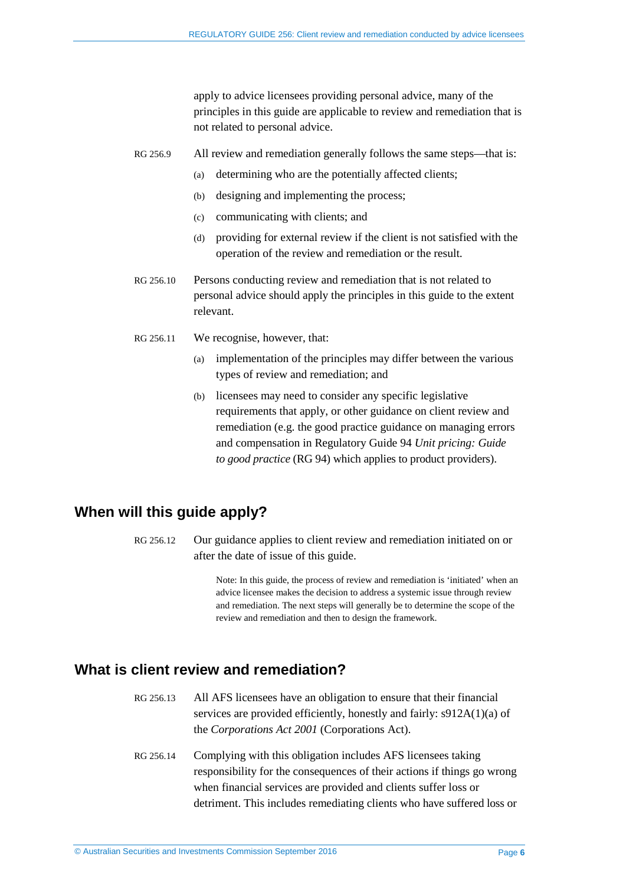apply to advice licensees providing personal advice, many of the principles in this guide are applicable to review and remediation that is not related to personal advice.

RG 256.9 All review and remediation generally follows the same steps—that is:

(a) determining who are the potentially affected clients;

(b) designing and implementing the process;

(c) communicating with clients; and

(d) providing for external review if the client is not satisfied with the operation of the review and remediation or the result.

RG 256.10 Persons conducting review and remediation that is not related to personal advice should apply the principles in this guide to the extent relevant.

RG 256.11 We recognise, however, that:

(a) implementation of the principles may differ between the various types of review and remediation; and

(b) licensees may need to consider any specific legislative requirements that apply, or other guidance on client review and remediation (e.g. the good practice guidance on managing errors and compensation in Regulatory Guide 94 *Unit pricing: Guide to good practice* (RG 94) which applies to product providers).

## When will this guide apply?

RG 256.12 Our guidance applies to client review and remediation initiated on or after the date of issue of this guide.

Note: In this guide, the process of review and remediation is 'initiated' when an advice licensee makes the decision to address a systemic issue through review and remediation. The next steps will generally be to determine the scope of the review and remediation and then to design the framework.

## What is client review and remediation?

RG 256.13 All AFS licensees have an obligation to ensure that their financial services are provided efficiently, honestly and fairly: s912A(1)(a) of the *Corporations Act 2001* (Corporations Act).

RG 256.14 Complying with this obligation includes AFS licensees taking responsibility for the consequences of their actions if things go wrong when financial services are provided and clients suffer loss or detriment. This includes remediating clients who have suffered loss or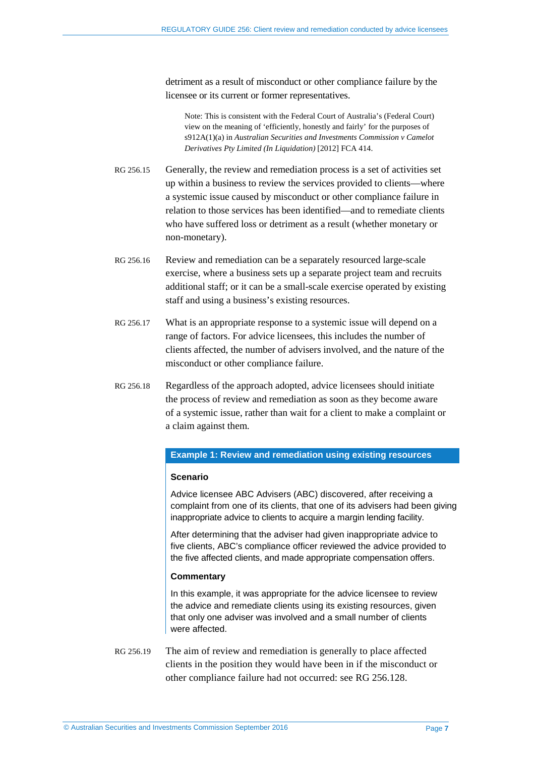detriment as a result of misconduct or other compliance failure by the licensee or its current or former representatives.

> Note: This is consistent with the Federal Court of Australia's (Federal Court) view on the meaning of 'efficiently, honestly and fairly' for the purposes of s912A(1)(a) in *Australian Securities and Investments Commission v Camelot Derivatives Pty Limited (In Liquidation)* [2012] FCA 414.

RG 256.15 Generally, the review and remediation process is a set of activities set up within a business to review the services provided to clients—where a systemic issue caused by misconduct or other compliance failure in relation to those services has been identified—and to remediate clients who have suffered loss or detriment as a result (whether monetary or non-monetary).

RG 256.16 Review and remediation can be a separately resourced large-scale exercise, where a business sets up a separate project team and recruits additional staff; or it can be a small-scale exercise operated by existing staff and using a business's existing resources.

RG 256.17 What is an appropriate response to a systemic issue will depend on a range of factors. For advice licensees, this includes the number of clients affected, the number of advisers involved, and the nature of the misconduct or other compliance failure.

RG 256.18 Regardless of the approach adopted, advice licensees should initiate the process of review and remediation as soon as they become aware of a systemic issue, rather than wait for a client to make a complaint or a claim against them.

**Example 1: Review and remediation using existing resources**

**Scenario**

Advice licensee ABC Advisers (ABC) discovered, after receiving a complaint from one of its clients, that one of its advisers had been giving inappropriate advice to clients to acquire a margin lending facility.

After determining that the adviser had given inappropriate advice to five clients, ABC's compliance officer reviewed the advice provided to the five affected clients, and made appropriate compensation offers.

**Commentary**

In this example, it was appropriate for the advice licensee to review the advice and remediate clients using its existing resources, given that only one adviser was involved and a small number of clients were affected.

RG 256.19 The aim of review and remediation is generally to place affected clients in the position they would have been in if the misconduct or other compliance failure had not occurred: see RG 256.128.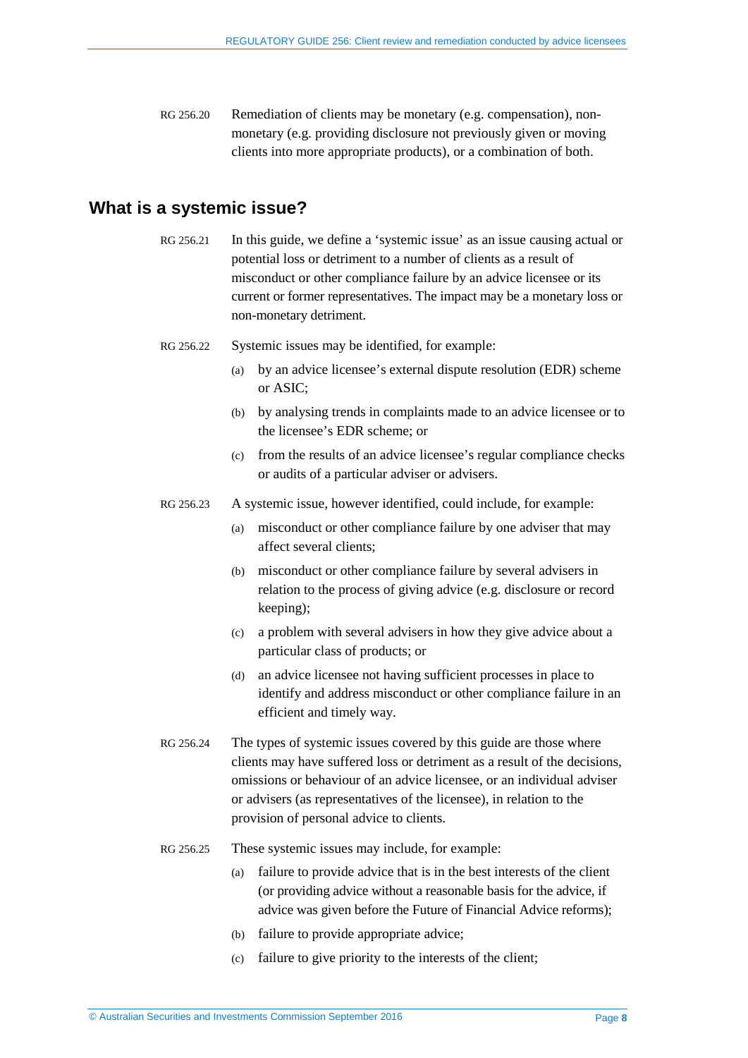RG 256.20 Remediation of clients may be monetary (e.g. compensation), non-monetary (e.g. providing disclosure not previously given or moving clients into more appropriate products), or a combination of both.

## What is a systemic issue?

RG 256.21 In this guide, we define a 'systemic issue' as an issue causing actual or potential loss or detriment to a number of clients as a result of misconduct or other compliance failure by an advice licensee or its current or former representatives. The impact may be a monetary loss or non-monetary detriment.

RG 256.22 Systemic issues may be identified, for example:

(a) by an advice licensee's external dispute resolution (EDR) scheme or ASIC;

(b) by analysing trends in complaints made to an advice licensee or to the licensee's EDR scheme; or

(c) from the results of an advice licensee's regular compliance checks or audits of a particular adviser or advisers.

RG 256.23 A systemic issue, however identified, could include, for example:

(a) misconduct or other compliance failure by one adviser that may affect several clients;

(b) misconduct or other compliance failure by several advisers in relation to the process of giving advice (e.g. disclosure or record keeping);

(c) a problem with several advisers in how they give advice about a particular class of products; or

(d) an advice licensee not having sufficient processes in place to identify and address misconduct or other compliance failure in an efficient and timely way.

RG 256.24 The types of systemic issues covered by this guide are those where clients may have suffered loss or detriment as a result of the decisions, omissions or behaviour of an advice licensee, or an individual adviser or advisers (as representatives of the licensee), in relation to the provision of personal advice to clients.

RG 256.25 These systemic issues may include, for example:

(a) failure to provide advice that is in the best interests of the client (or providing advice without a reasonable basis for the advice, if advice was given before the Future of Financial Advice reforms);

(b) failure to provide appropriate advice;

(c) failure to give priority to the interests of the client;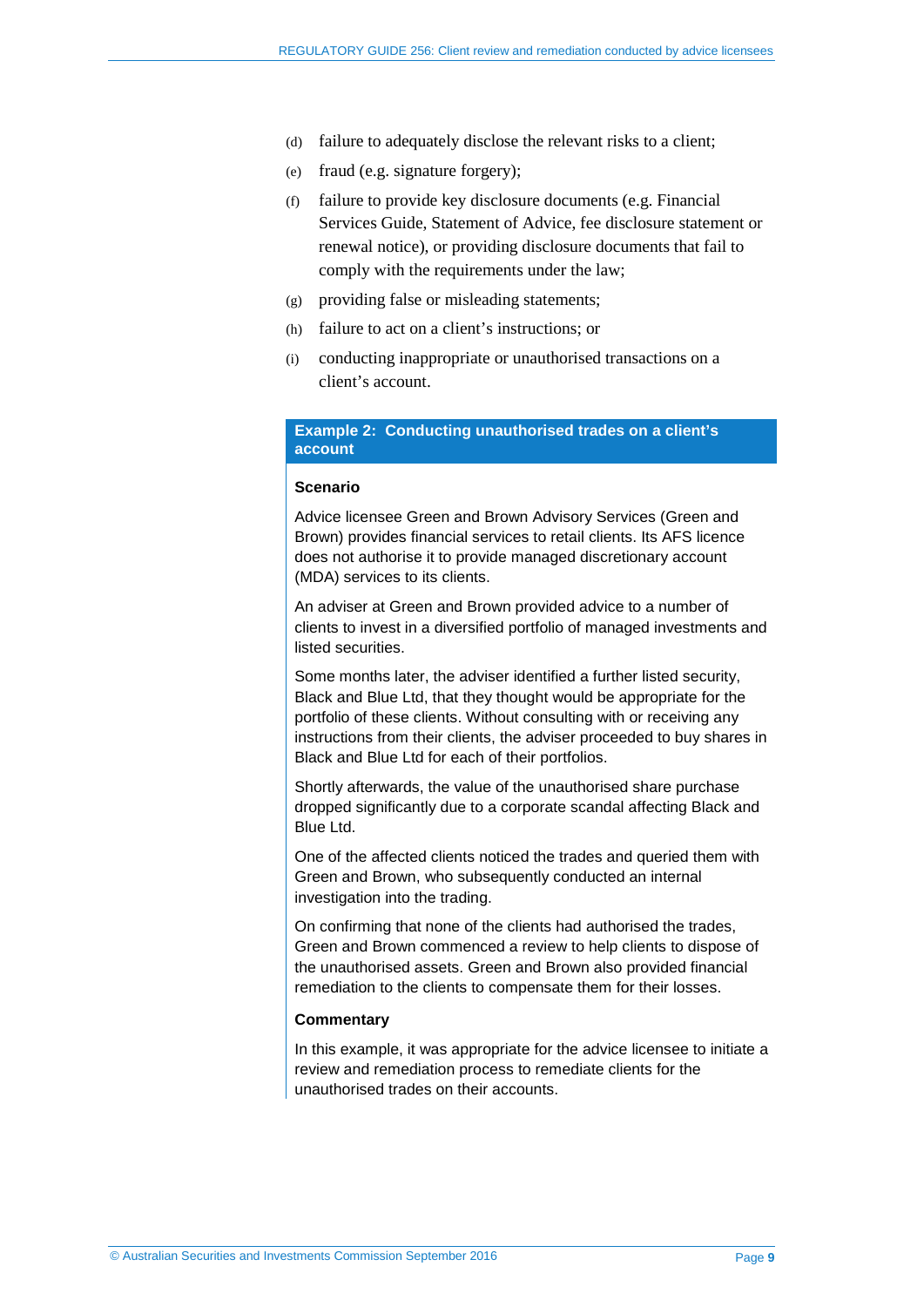(d) failure to adequately disclose the relevant risks to a client;

(e) fraud (e.g. signature forgery);

(f) failure to provide key disclosure documents (e.g. Financial Services Guide, Statement of Advice, fee disclosure statement or renewal notice), or providing disclosure documents that fail to comply with the requirements under the law;

(g) providing false or misleading statements;

(h) failure to act on a client's instructions; or

(i) conducting inappropriate or unauthorised transactions on a client's account.

**Example 2: Conducting unauthorised trades on a client's account**

**Scenario**

Advice licensee Green and Brown Advisory Services (Green and Brown) provides financial services to retail clients. Its AFS licence does not authorise it to provide managed discretionary account (MDA) services to its clients.

An adviser at Green and Brown provided advice to a number of clients to invest in a diversified portfolio of managed investments and listed securities.

Some months later, the adviser identified a further listed security, Black and Blue Ltd, that they thought would be appropriate for the portfolio of these clients. Without consulting with or receiving any instructions from their clients, the adviser proceeded to buy shares in Black and Blue Ltd for each of their portfolios.

Shortly afterwards, the value of the unauthorised share purchase dropped significantly due to a corporate scandal affecting Black and Blue Ltd.

One of the affected clients noticed the trades and queried them with Green and Brown, who subsequently conducted an internal investigation into the trading.

On confirming that none of the clients had authorised the trades, Green and Brown commenced a review to help clients to dispose of the unauthorised assets. Green and Brown also provided financial remediation to the clients to compensate them for their losses.

**Commentary**

In this example, it was appropriate for the advice licensee to initiate a review and remediation process to remediate clients for the unauthorised trades on their accounts.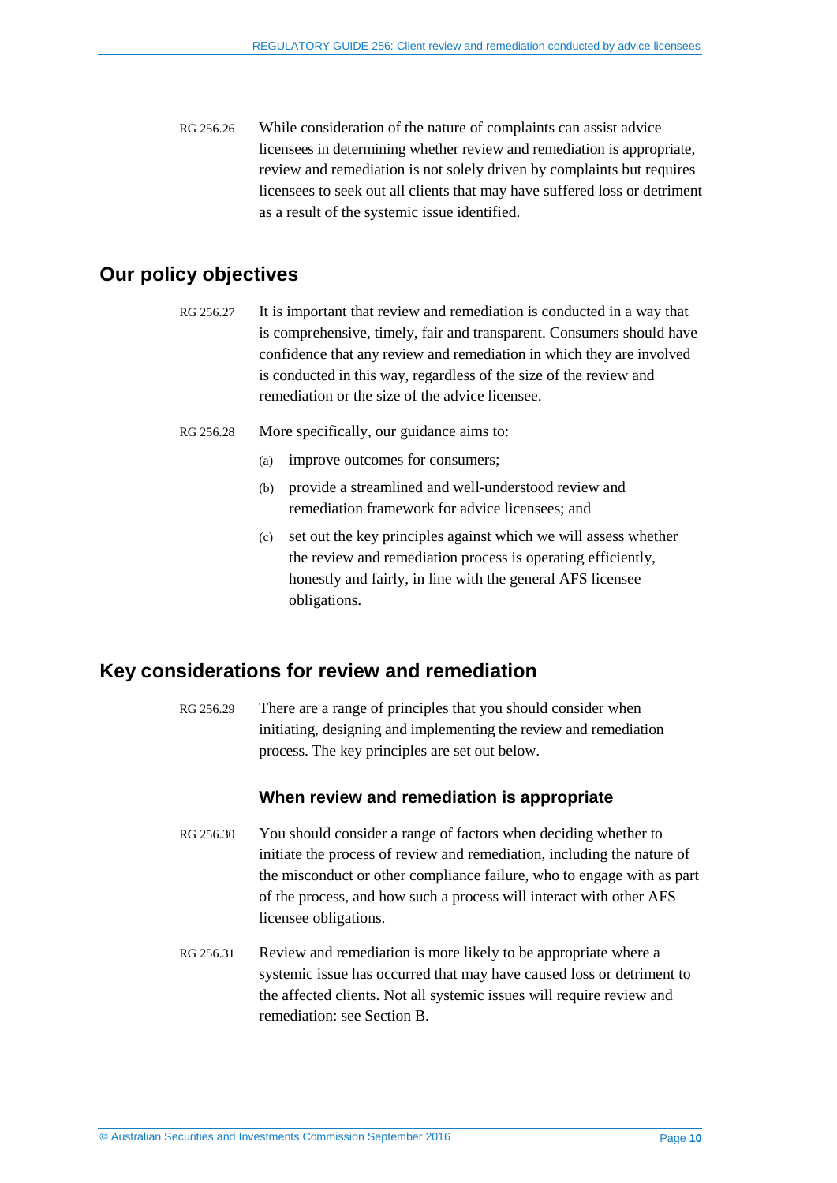RG 256.26 While consideration of the nature of complaints can assist advice licensees in determining whether review and remediation is appropriate, review and remediation is not solely driven by complaints but requires licensees to seek out all clients that may have suffered loss or detriment as a result of the systemic issue identified.

## Our policy objectives

RG 256.27 It is important that review and remediation is conducted in a way that is comprehensive, timely, fair and transparent. Consumers should have confidence that any review and remediation in which they are involved is conducted in this way, regardless of the size of the review and remediation or the size of the advice licensee.

RG 256.28 More specifically, our guidance aims to:

(a) improve outcomes for consumers;

(b) provide a streamlined and well-understood review and remediation framework for advice licensees; and

(c) set out the key principles against which we will assess whether the review and remediation process is operating efficiently, honestly and fairly, in line with the general AFS licensee obligations.

## Key considerations for review and remediation

RG 256.29 There are a range of principles that you should consider when initiating, designing and implementing the review and remediation process. The key principles are set out below.

### When review and remediation is appropriate

RG 256.30 You should consider a range of factors when deciding whether to initiate the process of review and remediation, including the nature of the misconduct or other compliance failure, who to engage with as part of the process, and how such a process will interact with other AFS licensee obligations.

RG 256.31 Review and remediation is more likely to be appropriate where a systemic issue has occurred that may have caused loss or detriment to the affected clients. Not all systemic issues will require review and remediation: see Section B.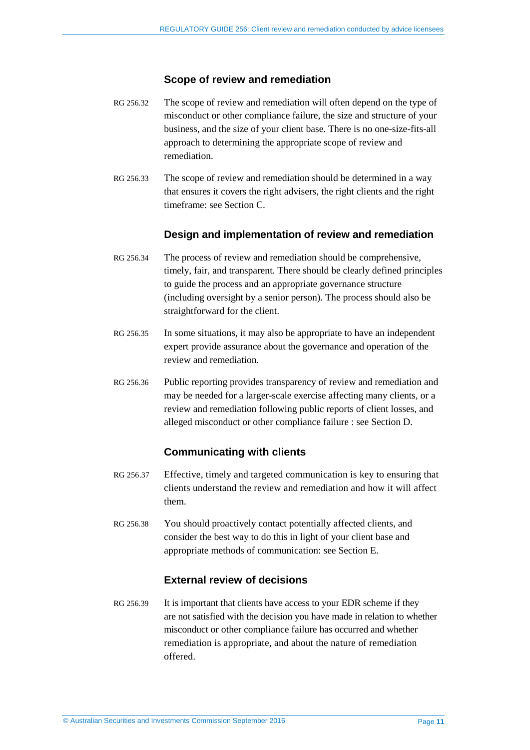### Scope of review and remediation

RG 256.32 The scope of review and remediation will often depend on the type of misconduct or other compliance failure, the size and structure of your business, and the size of your client base. There is no one-size-fits-all approach to determining the appropriate scope of review and remediation.

RG 256.33 The scope of review and remediation should be determined in a way that ensures it covers the right advisers, the right clients and the right timeframe: see Section C.

### Design and implementation of review and remediation

RG 256.34 The process of review and remediation should be comprehensive, timely, fair, and transparent. There should be clearly defined principles to guide the process and an appropriate governance structure (including oversight by a senior person). The process should also be straightforward for the client.

RG 256.35 In some situations, it may also be appropriate to have an independent expert provide assurance about the governance and operation of the review and remediation.

RG 256.36 Public reporting provides transparency of review and remediation and may be needed for a larger-scale exercise affecting many clients, or a review and remediation following public reports of client losses, and alleged misconduct or other compliance failure : see Section D.

### Communicating with clients

RG 256.37 Effective, timely and targeted communication is key to ensuring that clients understand the review and remediation and how it will affect them.

RG 256.38 You should proactively contact potentially affected clients, and consider the best way to do this in light of your client base and appropriate methods of communication: see Section E.

### External review of decisions

RG 256.39 It is important that clients have access to your EDR scheme if they are not satisfied with the decision you have made in relation to whether misconduct or other compliance failure has occurred and whether remediation is appropriate, and about the nature of remediation offered.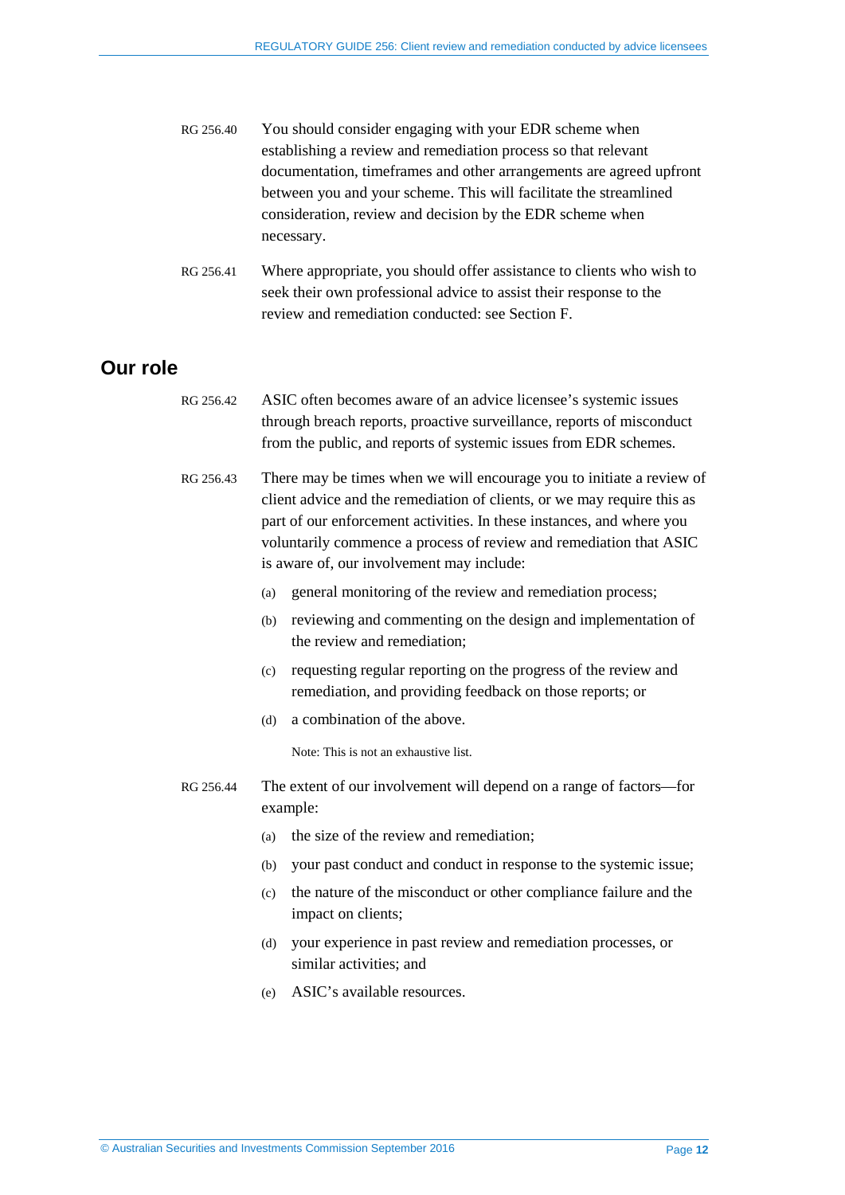RG 256.40 You should consider engaging with your EDR scheme when establishing a review and remediation process so that relevant documentation, timeframes and other arrangements are agreed upfront between you and your scheme. This will facilitate the streamlined consideration, review and decision by the EDR scheme when necessary.

RG 256.41 Where appropriate, you should offer assistance to clients who wish to seek their own professional advice to assist their response to the review and remediation conducted: see Section F.

## Our role

RG 256.42 ASIC often becomes aware of an advice licensee's systemic issues through breach reports, proactive surveillance, reports of misconduct from the public, and reports of systemic issues from EDR schemes.

RG 256.43 There may be times when we will encourage you to initiate a review of client advice and the remediation of clients, or we may require this as part of our enforcement activities. In these instances, and where you voluntarily commence a process of review and remediation that ASIC is aware of, our involvement may include:

(a) general monitoring of the review and remediation process;

(b) reviewing and commenting on the design and implementation of the review and remediation;

(c) requesting regular reporting on the progress of the review and remediation, and providing feedback on those reports; or

(d) a combination of the above.

Note: This is not an exhaustive list.

RG 256.44 The extent of our involvement will depend on a range of factors—for example:

(a) the size of the review and remediation;

(b) your past conduct and conduct in response to the systemic issue;

(c) the nature of the misconduct or other compliance failure and the impact on clients;

(d) your experience in past review and remediation processes, or similar activities; and

(e) ASIC's available resources.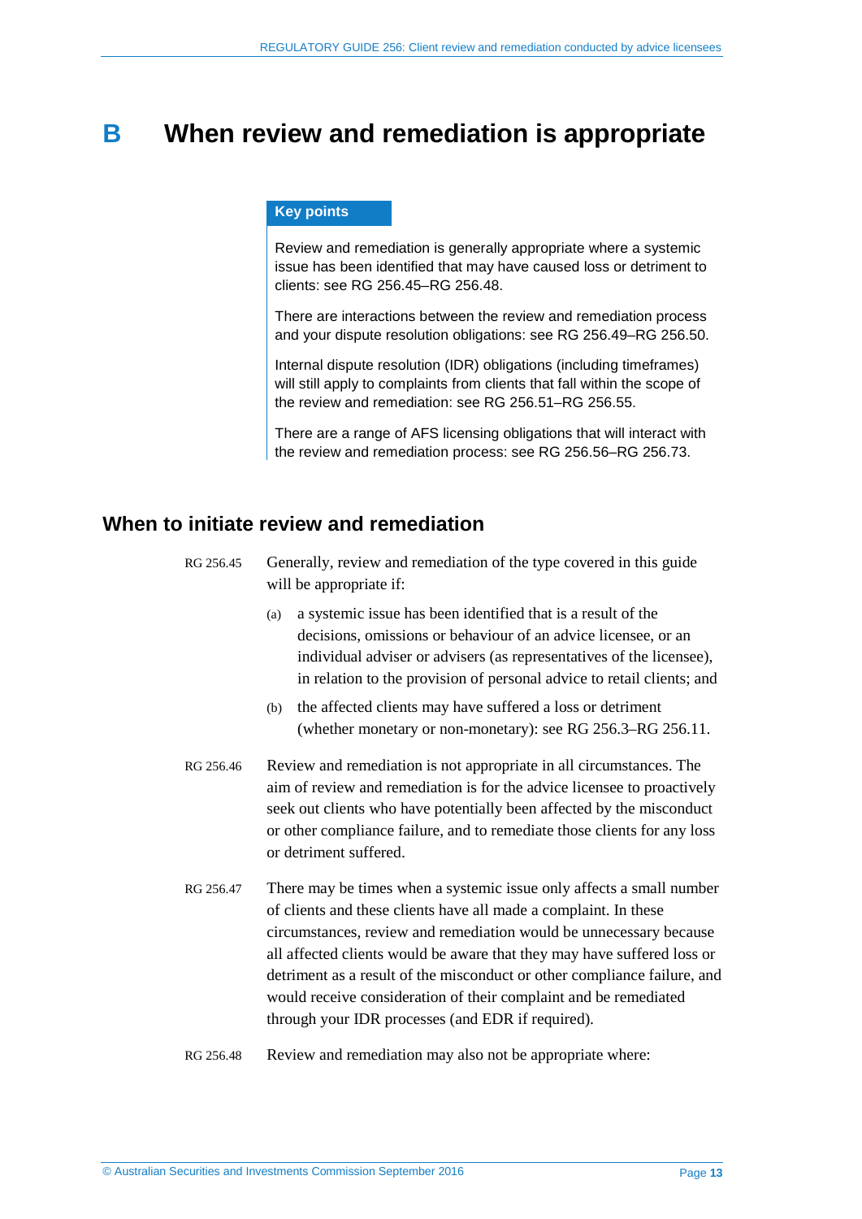# B When review and remediation is appropriate

**Key points**

Review and remediation is generally appropriate where a systemic issue has been identified that may have caused loss or detriment to clients: see RG 256.45–RG 256.48.

There are interactions between the review and remediation process and your dispute resolution obligations: see RG 256.49–RG 256.50.

Internal dispute resolution (IDR) obligations (including timeframes) will still apply to complaints from clients that fall within the scope of the review and remediation: see RG 256.51–RG 256.55.

There are a range of AFS licensing obligations that will interact with the review and remediation process: see RG 256.56–RG 256.73.

## When to initiate review and remediation

RG 256.45 Generally, review and remediation of the type covered in this guide will be appropriate if:

(a) a systemic issue has been identified that is a result of the decisions, omissions or behaviour of an advice licensee, or an individual adviser or advisers (as representatives of the licensee), in relation to the provision of personal advice to retail clients; and

(b) the affected clients may have suffered a loss or detriment (whether monetary or non-monetary): see RG 256.3–RG 256.11.

RG 256.46 Review and remediation is not appropriate in all circumstances. The aim of review and remediation is for the advice licensee to proactively seek out clients who have potentially been affected by the misconduct or other compliance failure, and to remediate those clients for any loss or detriment suffered.

RG 256.47 There may be times when a systemic issue only affects a small number of clients and these clients have all made a complaint. In these circumstances, review and remediation would be unnecessary because all affected clients would be aware that they may have suffered loss or detriment as a result of the misconduct or other compliance failure, and would receive consideration of their complaint and be remediated through your IDR processes (and EDR if required).

RG 256.48 Review and remediation may also not be appropriate where: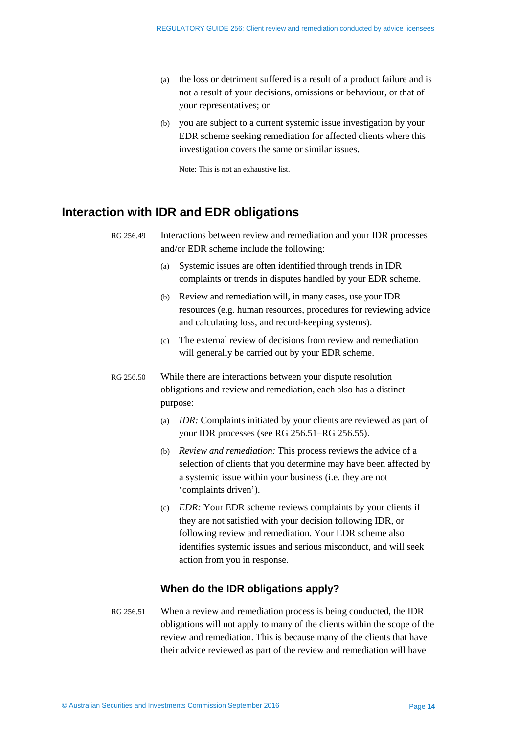(a) the loss or detriment suffered is a result of a product failure and is not a result of your decisions, omissions or behaviour, or that of your representatives; or

(b) you are subject to a current systemic issue investigation by your EDR scheme seeking remediation for affected clients where this investigation covers the same or similar issues.

Note: This is not an exhaustive list.

## Interaction with IDR and EDR obligations

RG 256.49 Interactions between review and remediation and your IDR processes and/or EDR scheme include the following:

(a) Systemic issues are often identified through trends in IDR complaints or trends in disputes handled by your EDR scheme.

(b) Review and remediation will, in many cases, use your IDR resources (e.g. human resources, procedures for reviewing advice and calculating loss, and record-keeping systems).

(c) The external review of decisions from review and remediation will generally be carried out by your EDR scheme.

RG 256.50 While there are interactions between your dispute resolution obligations and review and remediation, each also has a distinct purpose:

(a) *IDR:* Complaints initiated by your clients are reviewed as part of your IDR processes (see RG 256.51–RG 256.55).

(b) *Review and remediation:* This process reviews the advice of a selection of clients that you determine may have been affected by a systemic issue within your business (i.e. they are not 'complaints driven').

(c) *EDR:* Your EDR scheme reviews complaints by your clients if they are not satisfied with your decision following IDR, or following review and remediation. Your EDR scheme also identifies systemic issues and serious misconduct, and will seek action from you in response.

### When do the IDR obligations apply?

RG 256.51 When a review and remediation process is being conducted, the IDR obligations will not apply to many of the clients within the scope of the review and remediation. This is because many of the clients that have their advice reviewed as part of the review and remediation will have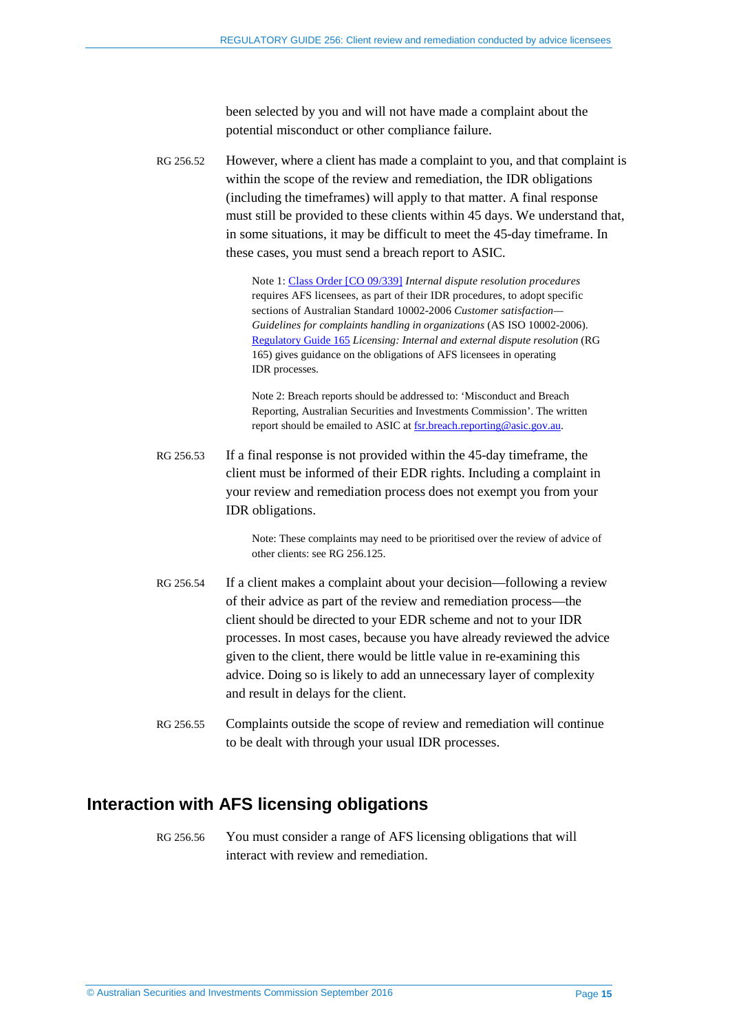been selected by you and will not have made a complaint about the potential misconduct or other compliance failure.

RG 256.52 However, where a client has made a complaint to you, and that complaint is within the scope of the review and remediation, the IDR obligations (including the timeframes) will apply to that matter. A final response must still be provided to these clients within 45 days. We understand that, in some situations, it may be difficult to meet the 45-day timeframe. In these cases, you must send a breach report to ASIC.

> Note 1: Class Order [CO 09/339] *Internal dispute resolution procedures* requires AFS licensees, as part of their IDR procedures, to adopt specific sections of Australian Standard 10002-2006 *Customer satisfaction—Guidelines for complaints handling in organizations* (AS ISO 10002-2006). Regulatory Guide 165 *Licensing: Internal and external dispute resolution* (RG 165) gives guidance on the obligations of AFS licensees in operating IDR processes.

> Note 2: Breach reports should be addressed to: 'Misconduct and Breach Reporting, Australian Securities and Investments Commission'. The written report should be emailed to ASIC at fsr.breach.reporting@asic.gov.au.

RG 256.53 If a final response is not provided within the 45-day timeframe, the client must be informed of their EDR rights. Including a complaint in your review and remediation process does not exempt you from your IDR obligations.

> Note: These complaints may need to be prioritised over the review of advice of other clients: see RG 256.125.

RG 256.54 If a client makes a complaint about your decision—following a review of their advice as part of the review and remediation process—the client should be directed to your EDR scheme and not to your IDR processes. In most cases, because you have already reviewed the advice given to the client, there would be little value in re-examining this advice. Doing so is likely to add an unnecessary layer of complexity and result in delays for the client.

RG 256.55 Complaints outside the scope of review and remediation will continue to be dealt with through your usual IDR processes.

## Interaction with AFS licensing obligations

RG 256.56 You must consider a range of AFS licensing obligations that will interact with review and remediation.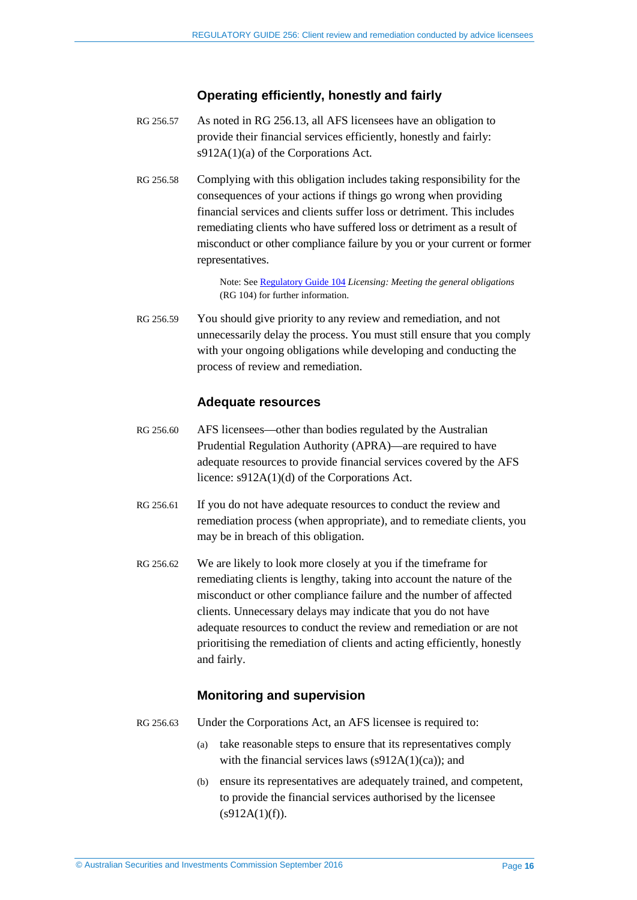### Operating efficiently, honestly and fairly

RG 256.57 As noted in RG 256.13, all AFS licensees have an obligation to provide their financial services efficiently, honestly and fairly: s912A(1)(a) of the Corporations Act.

RG 256.58 Complying with this obligation includes taking responsibility for the consequences of your actions if things go wrong when providing financial services and clients suffer loss or detriment. This includes remediating clients who have suffered loss or detriment as a result of misconduct or other compliance failure by you or your current or former representatives.

> Note: See Regulatory Guide 104 *Licensing: Meeting the general obligations* (RG 104) for further information.

RG 256.59 You should give priority to any review and remediation, and not unnecessarily delay the process. You must still ensure that you comply with your ongoing obligations while developing and conducting the process of review and remediation.

### Adequate resources

RG 256.60 AFS licensees—other than bodies regulated by the Australian Prudential Regulation Authority (APRA)—are required to have adequate resources to provide financial services covered by the AFS licence: s912A(1)(d) of the Corporations Act.

RG 256.61 If you do not have adequate resources to conduct the review and remediation process (when appropriate), and to remediate clients, you may be in breach of this obligation.

RG 256.62 We are likely to look more closely at you if the timeframe for remediating clients is lengthy, taking into account the nature of the misconduct or other compliance failure and the number of affected clients. Unnecessary delays may indicate that you do not have adequate resources to conduct the review and remediation or are not prioritising the remediation of clients and acting efficiently, honestly and fairly.

### Monitoring and supervision

RG 256.63 Under the Corporations Act, an AFS licensee is required to:

(a) take reasonable steps to ensure that its representatives comply with the financial services laws (s912A(1)(ca)); and

(b) ensure its representatives are adequately trained, and competent, to provide the financial services authorised by the licensee (s912A(1)(f)).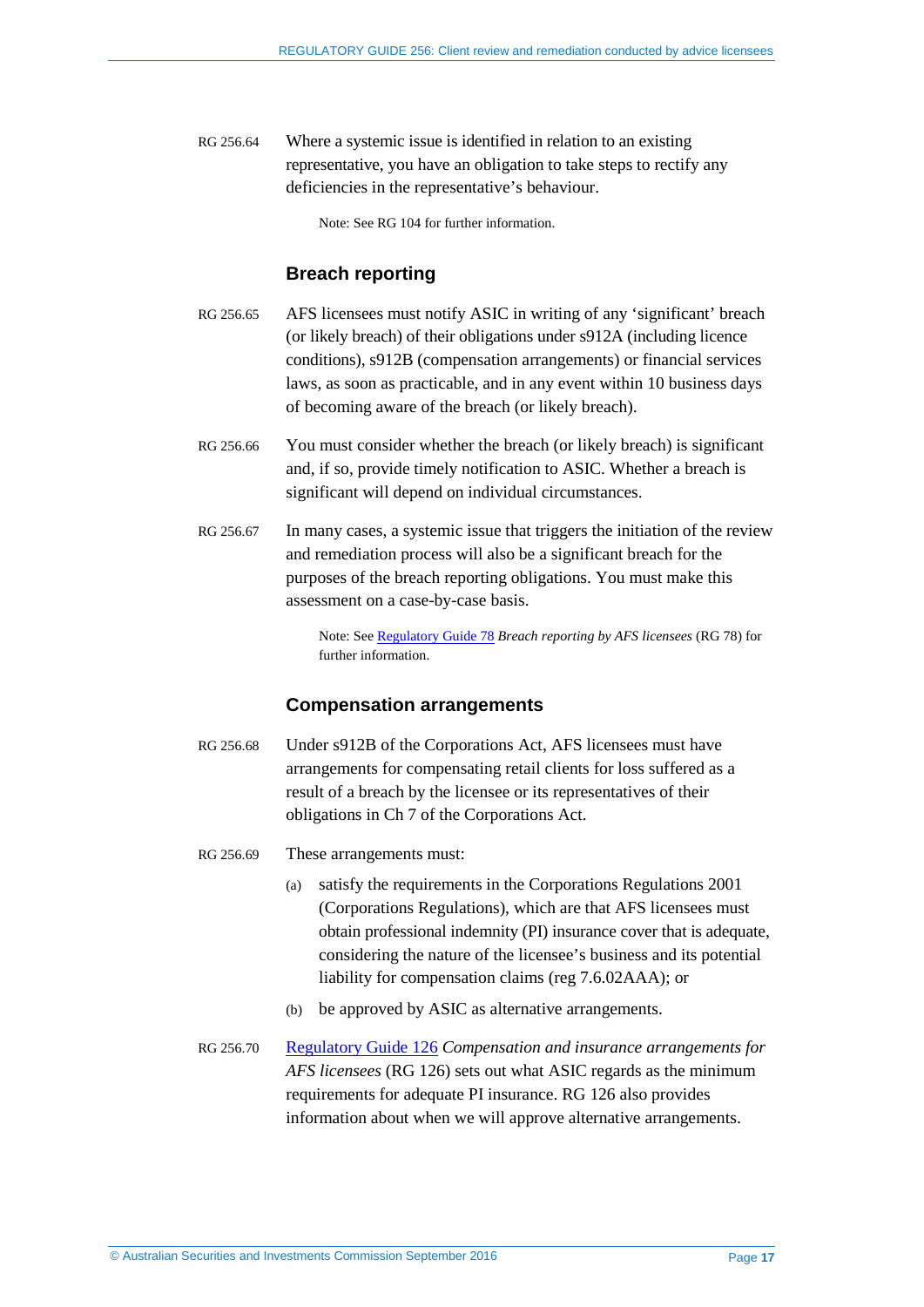RG 256.64 Where a systemic issue is identified in relation to an existing representative, you have an obligation to take steps to rectify any deficiencies in the representative's behaviour.

> Note: See RG 104 for further information.

### Breach reporting

RG 256.65 AFS licensees must notify ASIC in writing of any 'significant' breach (or likely breach) of their obligations under s912A (including licence conditions), s912B (compensation arrangements) or financial services laws, as soon as practicable, and in any event within 10 business days of becoming aware of the breach (or likely breach).

RG 256.66 You must consider whether the breach (or likely breach) is significant and, if so, provide timely notification to ASIC. Whether a breach is significant will depend on individual circumstances.

RG 256.67 In many cases, a systemic issue that triggers the initiation of the review and remediation process will also be a significant breach for the purposes of the breach reporting obligations. You must make this assessment on a case-by-case basis.

> Note: See Regulatory Guide 78 *Breach reporting by AFS licensees* (RG 78) for further information.

### Compensation arrangements

RG 256.68 Under s912B of the Corporations Act, AFS licensees must have arrangements for compensating retail clients for loss suffered as a result of a breach by the licensee or its representatives of their obligations in Ch 7 of the Corporations Act.

RG 256.69 These arrangements must:

(a) satisfy the requirements in the Corporations Regulations 2001 (Corporations Regulations), which are that AFS licensees must obtain professional indemnity (PI) insurance cover that is adequate, considering the nature of the licensee's business and its potential liability for compensation claims (reg 7.6.02AAA); or

(b) be approved by ASIC as alternative arrangements.

RG 256.70 Regulatory Guide 126 *Compensation and insurance arrangements for AFS licensees* (RG 126) sets out what ASIC regards as the minimum requirements for adequate PI insurance. RG 126 also provides information about when we will approve alternative arrangements.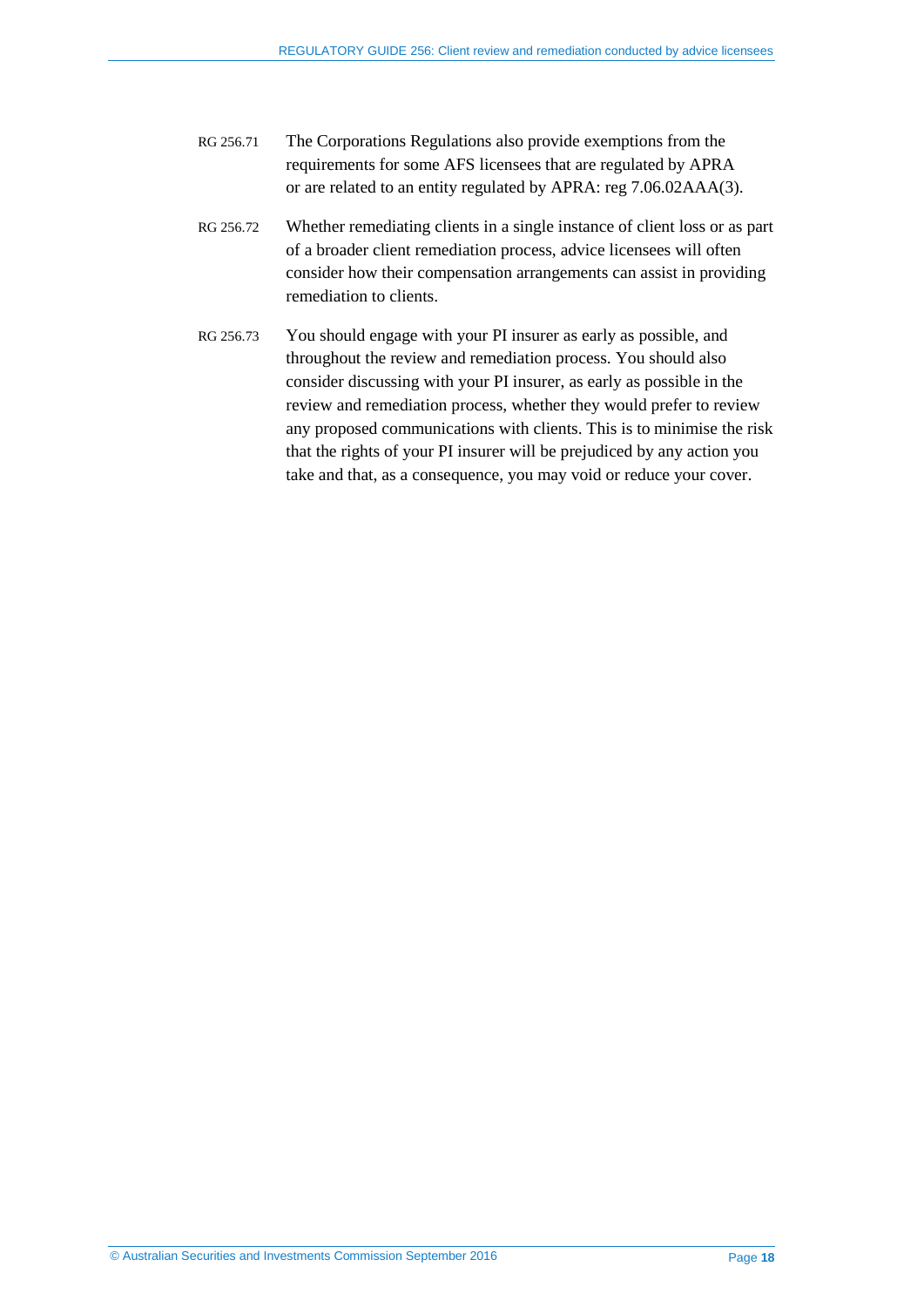RG 256.71 The Corporations Regulations also provide exemptions from the requirements for some AFS licensees that are regulated by APRA or are related to an entity regulated by APRA: reg 7.06.02AAA(3).

RG 256.72 Whether remediating clients in a single instance of client loss or as part of a broader client remediation process, advice licensees will often consider how their compensation arrangements can assist in providing remediation to clients.

RG 256.73 You should engage with your PI insurer as early as possible, and throughout the review and remediation process. You should also consider discussing with your PI insurer, as early as possible in the review and remediation process, whether they would prefer to review any proposed communications with clients. This is to minimise the risk that the rights of your PI insurer will be prejudiced by any action you take and that, as a consequence, you may void or reduce your cover.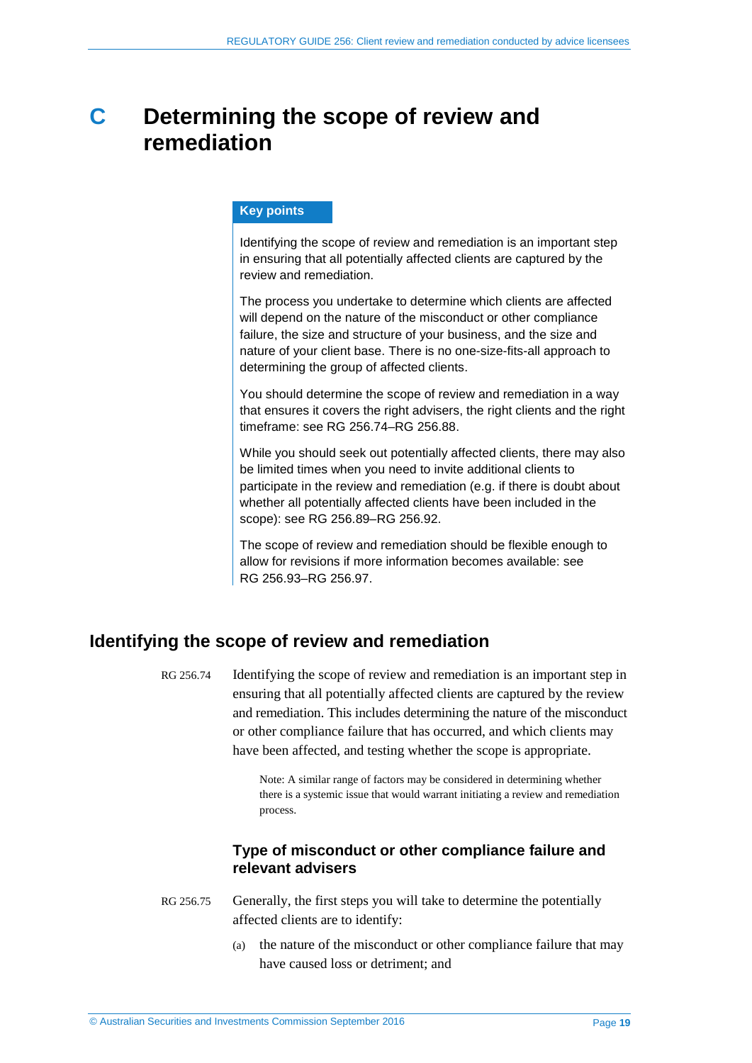# C Determining the scope of review and remediation

> **Key points**
>
> Identifying the scope of review and remediation is an important step in ensuring that all potentially affected clients are captured by the review and remediation.
>
> The process you undertake to determine which clients are affected will depend on the nature of the misconduct or other compliance failure, the size and structure of your business, and the size and nature of your client base. There is no one-size-fits-all approach to determining the group of affected clients.
>
> You should determine the scope of review and remediation in a way that ensures it covers the right advisers, the right clients and the right timeframe: see RG 256.74–RG 256.88.
>
> While you should seek out potentially affected clients, there may also be limited times when you need to invite additional clients to participate in the review and remediation (e.g. if there is doubt about whether all potentially affected clients have been included in the scope): see RG 256.89–RG 256.92.
>
> The scope of review and remediation should be flexible enough to allow for revisions if more information becomes available: see RG 256.93–RG 256.97.

## Identifying the scope of review and remediation

RG 256.74 Identifying the scope of review and remediation is an important step in ensuring that all potentially affected clients are captured by the review and remediation. This includes determining the nature of the misconduct or other compliance failure that has occurred, and which clients may have been affected, and testing whether the scope is appropriate.

Note: A similar range of factors may be considered in determining whether there is a systemic issue that would warrant initiating a review and remediation process.

### Type of misconduct or other compliance failure and relevant advisers

RG 256.75 Generally, the first steps you will take to determine the potentially affected clients are to identify:

(a) the nature of the misconduct or other compliance failure that may have caused loss or detriment; and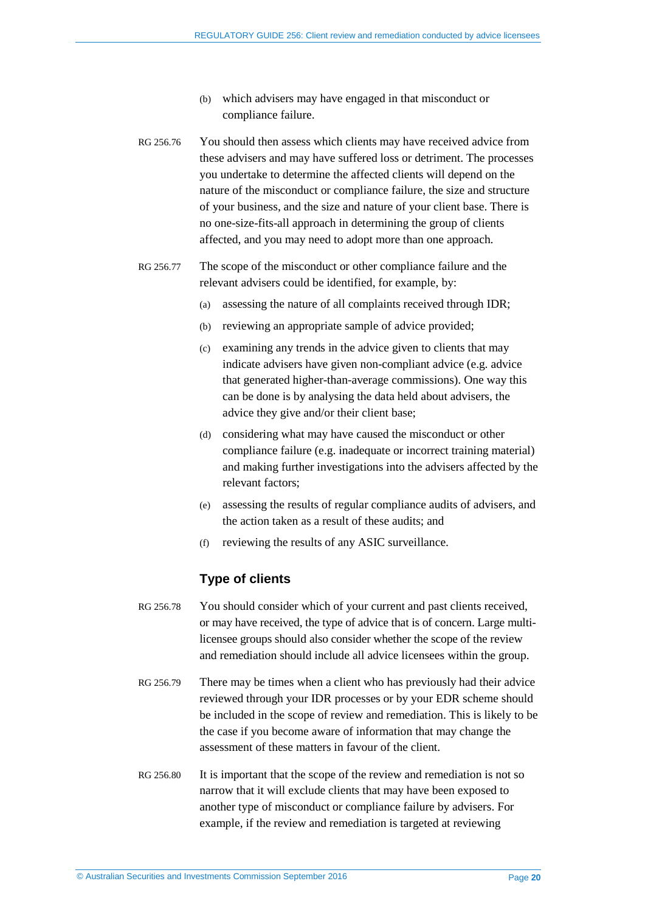(b) which advisers may have engaged in that misconduct or compliance failure.

RG 256.76 You should then assess which clients may have received advice from these advisers and may have suffered loss or detriment. The processes you undertake to determine the affected clients will depend on the nature of the misconduct or compliance failure, the size and structure of your business, and the size and nature of your client base. There is no one-size-fits-all approach in determining the group of clients affected, and you may need to adopt more than one approach.

RG 256.77 The scope of the misconduct or other compliance failure and the relevant advisers could be identified, for example, by:

(a) assessing the nature of all complaints received through IDR;

(b) reviewing an appropriate sample of advice provided;

(c) examining any trends in the advice given to clients that may indicate advisers have given non-compliant advice (e.g. advice that generated higher-than-average commissions). One way this can be done is by analysing the data held about advisers, the advice they give and/or their client base;

(d) considering what may have caused the misconduct or other compliance failure (e.g. inadequate or incorrect training material) and making further investigations into the advisers affected by the relevant factors;

(e) assessing the results of regular compliance audits of advisers, and the action taken as a result of these audits; and

(f) reviewing the results of any ASIC surveillance.

### Type of clients

RG 256.78 You should consider which of your current and past clients received, or may have received, the type of advice that is of concern. Large multi-licensee groups should also consider whether the scope of the review and remediation should include all advice licensees within the group.

RG 256.79 There may be times when a client who has previously had their advice reviewed through your IDR processes or by your EDR scheme should be included in the scope of review and remediation. This is likely to be the case if you become aware of information that may change the assessment of these matters in favour of the client.

RG 256.80 It is important that the scope of the review and remediation is not so narrow that it will exclude clients that may have been exposed to another type of misconduct or compliance failure by advisers. For example, if the review and remediation is targeted at reviewing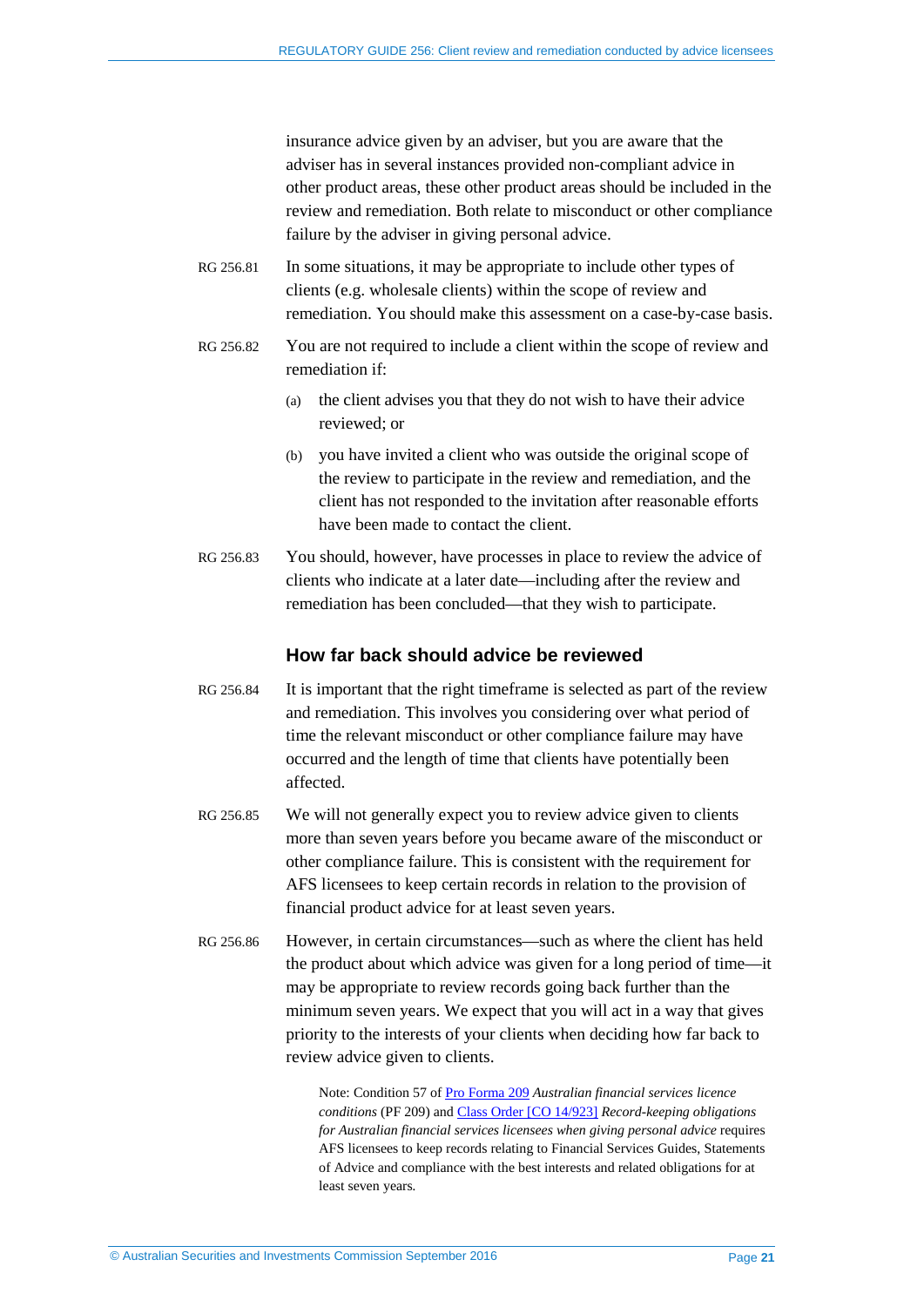insurance advice given by an adviser, but you are aware that the adviser has in several instances provided non-compliant advice in other product areas, these other product areas should be included in the review and remediation. Both relate to misconduct or other compliance failure by the adviser in giving personal advice.

RG 256.81 In some situations, it may be appropriate to include other types of clients (e.g. wholesale clients) within the scope of review and remediation. You should make this assessment on a case-by-case basis.

RG 256.82 You are not required to include a client within the scope of review and remediation if:

(a) the client advises you that they do not wish to have their advice reviewed; or

(b) you have invited a client who was outside the original scope of the review to participate in the review and remediation, and the client has not responded to the invitation after reasonable efforts have been made to contact the client.

RG 256.83 You should, however, have processes in place to review the advice of clients who indicate at a later date—including after the review and remediation has been concluded—that they wish to participate.

### How far back should advice be reviewed

RG 256.84 It is important that the right timeframe is selected as part of the review and remediation. This involves you considering over what period of time the relevant misconduct or other compliance failure may have occurred and the length of time that clients have potentially been affected.

RG 256.85 We will not generally expect you to review advice given to clients more than seven years before you became aware of the misconduct or other compliance failure. This is consistent with the requirement for AFS licensees to keep certain records in relation to the provision of financial product advice for at least seven years.

RG 256.86 However, in certain circumstances—such as where the client has held the product about which advice was given for a long period of time—it may be appropriate to review records going back further than the minimum seven years. We expect that you will act in a way that gives priority to the interests of your clients when deciding how far back to review advice given to clients.

Note: Condition 57 of Pro Forma 209 *Australian financial services licence conditions* (PF 209) and Class Order [CO 14/923] *Record-keeping obligations for Australian financial services licensees when giving personal advice* requires AFS licensees to keep records relating to Financial Services Guides, Statements of Advice and compliance with the best interests and related obligations for at least seven years.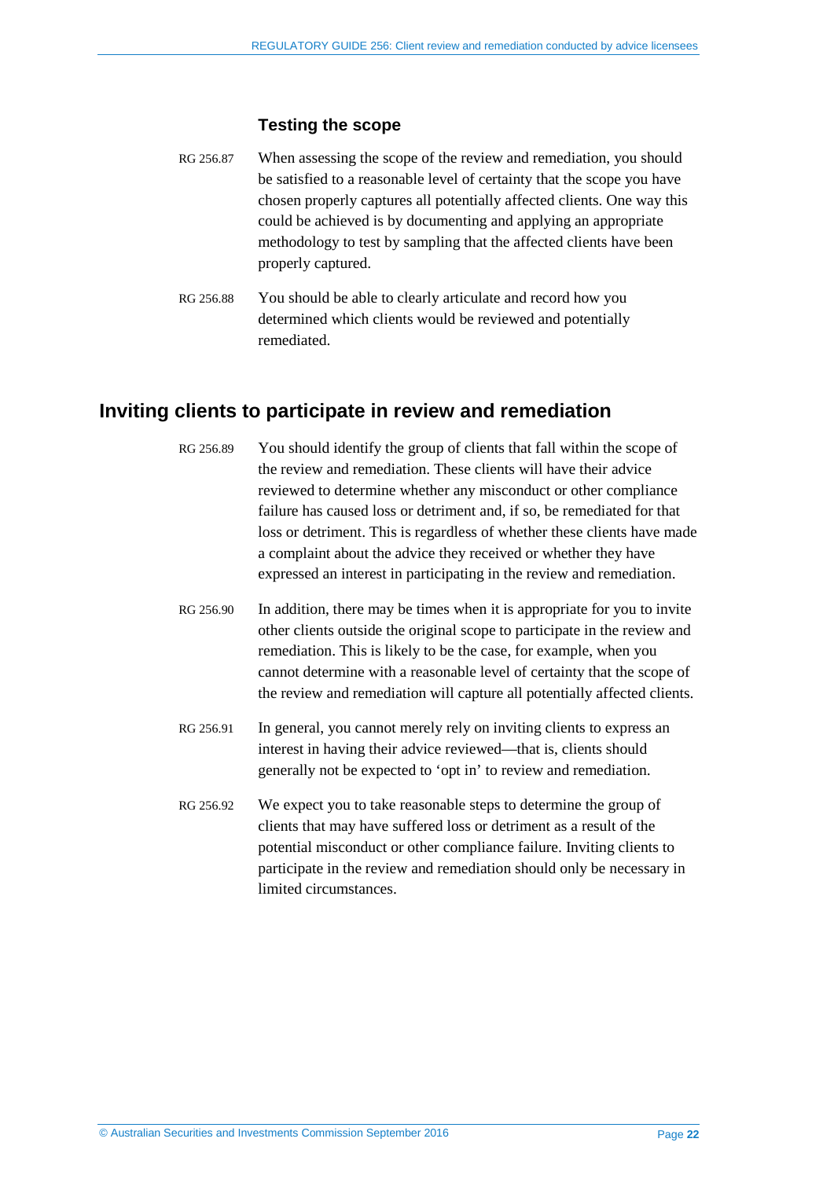### Testing the scope

RG 256.87 When assessing the scope of the review and remediation, you should be satisfied to a reasonable level of certainty that the scope you have chosen properly captures all potentially affected clients. One way this could be achieved is by documenting and applying an appropriate methodology to test by sampling that the affected clients have been properly captured.

RG 256.88 You should be able to clearly articulate and record how you determined which clients would be reviewed and potentially remediated.

## Inviting clients to participate in review and remediation

RG 256.89 You should identify the group of clients that fall within the scope of the review and remediation. These clients will have their advice reviewed to determine whether any misconduct or other compliance failure has caused loss or detriment and, if so, be remediated for that loss or detriment. This is regardless of whether these clients have made a complaint about the advice they received or whether they have expressed an interest in participating in the review and remediation.

RG 256.90 In addition, there may be times when it is appropriate for you to invite other clients outside the original scope to participate in the review and remediation. This is likely to be the case, for example, when you cannot determine with a reasonable level of certainty that the scope of the review and remediation will capture all potentially affected clients.

RG 256.91 In general, you cannot merely rely on inviting clients to express an interest in having their advice reviewed—that is, clients should generally not be expected to 'opt in' to review and remediation.

RG 256.92 We expect you to take reasonable steps to determine the group of clients that may have suffered loss or detriment as a result of the potential misconduct or other compliance failure. Inviting clients to participate in the review and remediation should only be necessary in limited circumstances.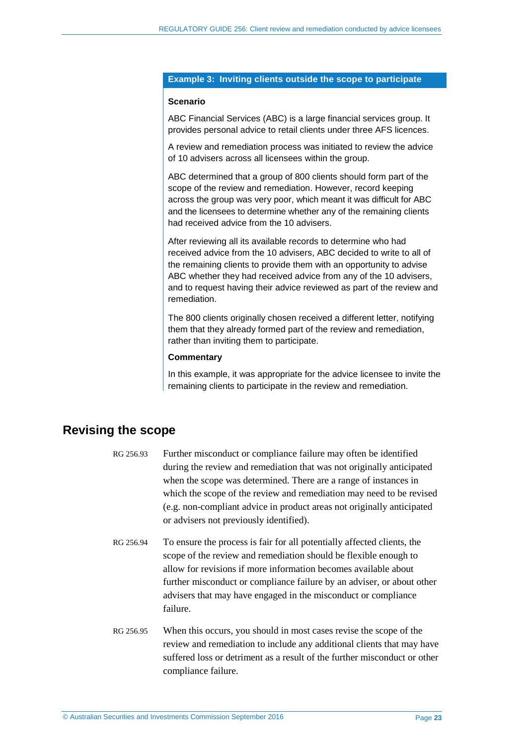**Example 3: Inviting clients outside the scope to participate**

**Scenario**

ABC Financial Services (ABC) is a large financial services group. It provides personal advice to retail clients under three AFS licences.

A review and remediation process was initiated to review the advice of 10 advisers across all licensees within the group.

ABC determined that a group of 800 clients should form part of the scope of the review and remediation. However, record keeping across the group was very poor, which meant it was difficult for ABC and the licensees to determine whether any of the remaining clients had received advice from the 10 advisers.

After reviewing all its available records to determine who had received advice from the 10 advisers, ABC decided to write to all of the remaining clients to provide them with an opportunity to advise ABC whether they had received advice from any of the 10 advisers, and to request having their advice reviewed as part of the review and remediation.

The 800 clients originally chosen received a different letter, notifying them that they already formed part of the review and remediation, rather than inviting them to participate.

**Commentary**

In this example, it was appropriate for the advice licensee to invite the remaining clients to participate in the review and remediation.

## Revising the scope

RG 256.93 Further misconduct or compliance failure may often be identified during the review and remediation that was not originally anticipated when the scope was determined. There are a range of instances in which the scope of the review and remediation may need to be revised (e.g. non-compliant advice in product areas not originally anticipated or advisers not previously identified).

RG 256.94 To ensure the process is fair for all potentially affected clients, the scope of the review and remediation should be flexible enough to allow for revisions if more information becomes available about further misconduct or compliance failure by an adviser, or about other advisers that may have engaged in the misconduct or compliance failure.

RG 256.95 When this occurs, you should in most cases revise the scope of the review and remediation to include any additional clients that may have suffered loss or detriment as a result of the further misconduct or other compliance failure.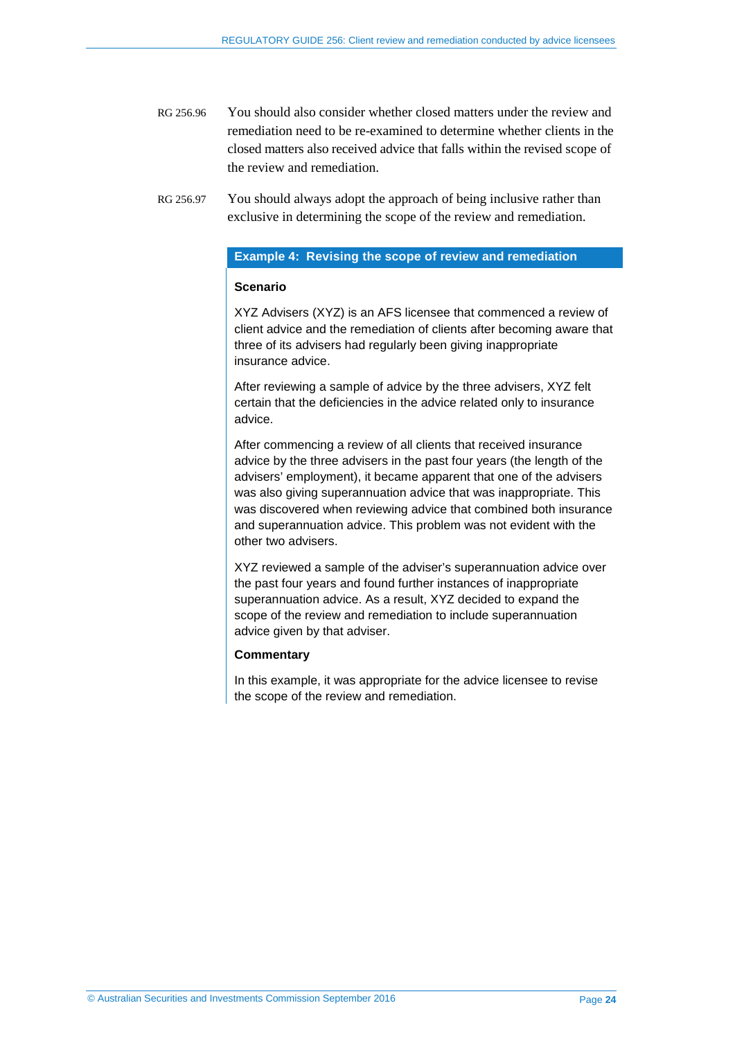RG 256.96 You should also consider whether closed matters under the review and remediation need to be re-examined to determine whether clients in the closed matters also received advice that falls within the revised scope of the review and remediation.

RG 256.97 You should always adopt the approach of being inclusive rather than exclusive in determining the scope of the review and remediation.

**Example 4: Revising the scope of review and remediation**

**Scenario**

XYZ Advisers (XYZ) is an AFS licensee that commenced a review of client advice and the remediation of clients after becoming aware that three of its advisers had regularly been giving inappropriate insurance advice.

After reviewing a sample of advice by the three advisers, XYZ felt certain that the deficiencies in the advice related only to insurance advice.

After commencing a review of all clients that received insurance advice by the three advisers in the past four years (the length of the advisers' employment), it became apparent that one of the advisers was also giving superannuation advice that was inappropriate. This was discovered when reviewing advice that combined both insurance and superannuation advice. This problem was not evident with the other two advisers.

XYZ reviewed a sample of the adviser's superannuation advice over the past four years and found further instances of inappropriate superannuation advice. As a result, XYZ decided to expand the scope of the review and remediation to include superannuation advice given by that adviser.

**Commentary**

In this example, it was appropriate for the advice licensee to revise the scope of the review and remediation.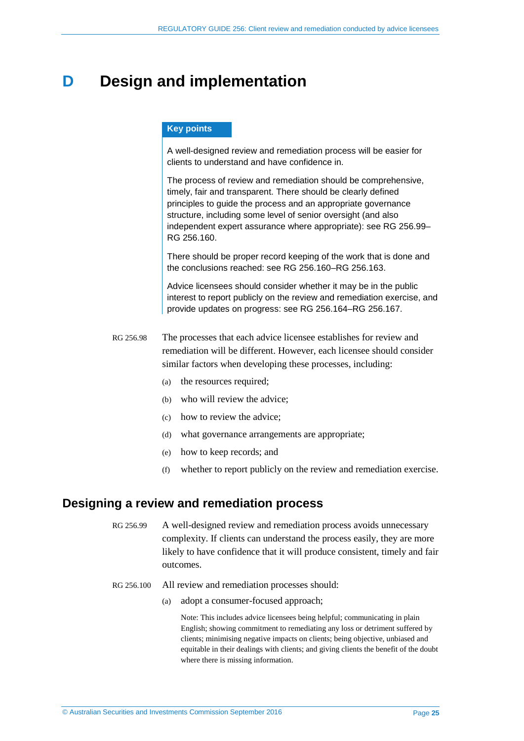# D Design and implementation

**Key points**

A well-designed review and remediation process will be easier for clients to understand and have confidence in.

The process of review and remediation should be comprehensive, timely, fair and transparent. There should be clearly defined principles to guide the process and an appropriate governance structure, including some level of senior oversight (and also independent expert assurance where appropriate): see RG 256.99–RG 256.160.

There should be proper record keeping of the work that is done and the conclusions reached: see RG 256.160–RG 256.163.

Advice licensees should consider whether it may be in the public interest to report publicly on the review and remediation exercise, and provide updates on progress: see RG 256.164–RG 256.167.

RG 256.98 The processes that each advice licensee establishes for review and remediation will be different. However, each licensee should consider similar factors when developing these processes, including:

(a) the resources required;

(b) who will review the advice;

(c) how to review the advice;

(d) what governance arrangements are appropriate;

(e) how to keep records; and

(f) whether to report publicly on the review and remediation exercise.

## Designing a review and remediation process

RG 256.99 A well-designed review and remediation process avoids unnecessary complexity. If clients can understand the process easily, they are more likely to have confidence that it will produce consistent, timely and fair outcomes.

RG 256.100 All review and remediation processes should:

(a) adopt a consumer-focused approach;

Note: This includes advice licensees being helpful; communicating in plain English; showing commitment to remediating any loss or detriment suffered by clients; minimising negative impacts on clients; being objective, unbiased and equitable in their dealings with clients; and giving clients the benefit of the doubt where there is missing information.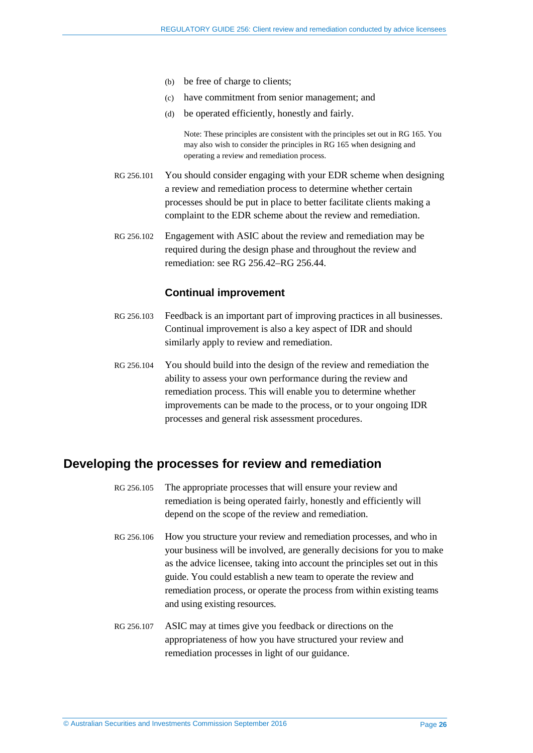(b) be free of charge to clients;

(c) have commitment from senior management; and

(d) be operated efficiently, honestly and fairly.

> Note: These principles are consistent with the principles set out in RG 165. You may also wish to consider the principles in RG 165 when designing and operating a review and remediation process.

RG 256.101 You should consider engaging with your EDR scheme when designing a review and remediation process to determine whether certain processes should be put in place to better facilitate clients making a complaint to the EDR scheme about the review and remediation.

RG 256.102 Engagement with ASIC about the review and remediation may be required during the design phase and throughout the review and remediation: see RG 256.42–RG 256.44.

### Continual improvement

RG 256.103 Feedback is an important part of improving practices in all businesses. Continual improvement is also a key aspect of IDR and should similarly apply to review and remediation.

RG 256.104 You should build into the design of the review and remediation the ability to assess your own performance during the review and remediation process. This will enable you to determine whether improvements can be made to the process, or to your ongoing IDR processes and general risk assessment procedures.

## Developing the processes for review and remediation

RG 256.105 The appropriate processes that will ensure your review and remediation is being operated fairly, honestly and efficiently will depend on the scope of the review and remediation.

RG 256.106 How you structure your review and remediation processes, and who in your business will be involved, are generally decisions for you to make as the advice licensee, taking into account the principles set out in this guide. You could establish a new team to operate the review and remediation process, or operate the process from within existing teams and using existing resources.

RG 256.107 ASIC may at times give you feedback or directions on the appropriateness of how you have structured your review and remediation processes in light of our guidance.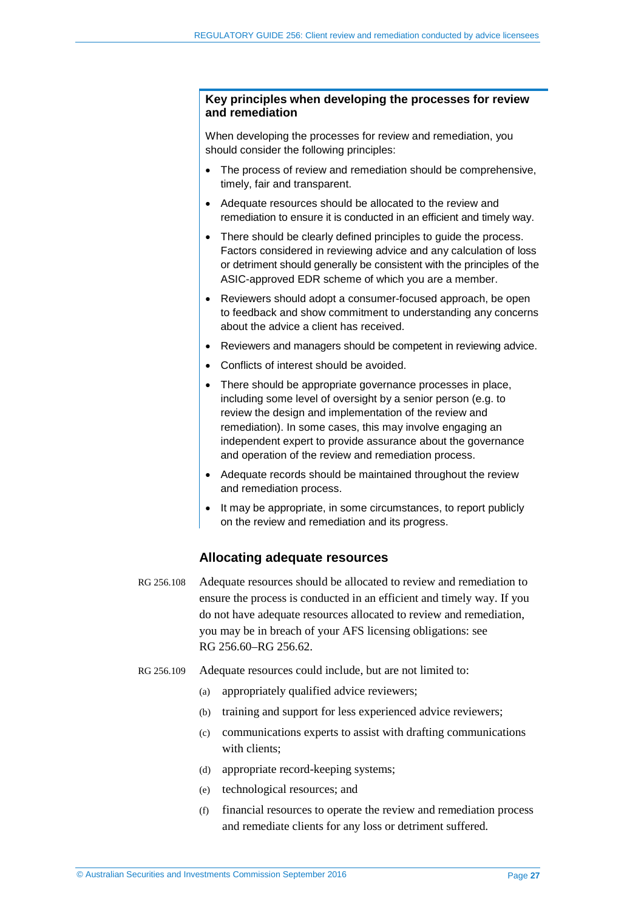**Key principles when developing the processes for review and remediation**

When developing the processes for review and remediation, you should consider the following principles:

- The process of review and remediation should be comprehensive, timely, fair and transparent.
- Adequate resources should be allocated to the review and remediation to ensure it is conducted in an efficient and timely way.
- There should be clearly defined principles to guide the process. Factors considered in reviewing advice and any calculation of loss or detriment should generally be consistent with the principles of the ASIC-approved EDR scheme of which you are a member.
- Reviewers should adopt a consumer-focused approach, be open to feedback and show commitment to understanding any concerns about the advice a client has received.
- Reviewers and managers should be competent in reviewing advice.
- Conflicts of interest should be avoided.
- There should be appropriate governance processes in place, including some level of oversight by a senior person (e.g. to review the design and implementation of the review and remediation). In some cases, this may involve engaging an independent expert to provide assurance about the governance and operation of the review and remediation process.
- Adequate records should be maintained throughout the review and remediation process.
- It may be appropriate, in some circumstances, to report publicly on the review and remediation and its progress.

### Allocating adequate resources

RG 256.108 Adequate resources should be allocated to review and remediation to ensure the process is conducted in an efficient and timely way. If you do not have adequate resources allocated to review and remediation, you may be in breach of your AFS licensing obligations: see RG 256.60–RG 256.62.

RG 256.109 Adequate resources could include, but are not limited to:

(a) appropriately qualified advice reviewers;

(b) training and support for less experienced advice reviewers;

(c) communications experts to assist with drafting communications with clients;

(d) appropriate record-keeping systems;

(e) technological resources; and

(f) financial resources to operate the review and remediation process and remediate clients for any loss or detriment suffered.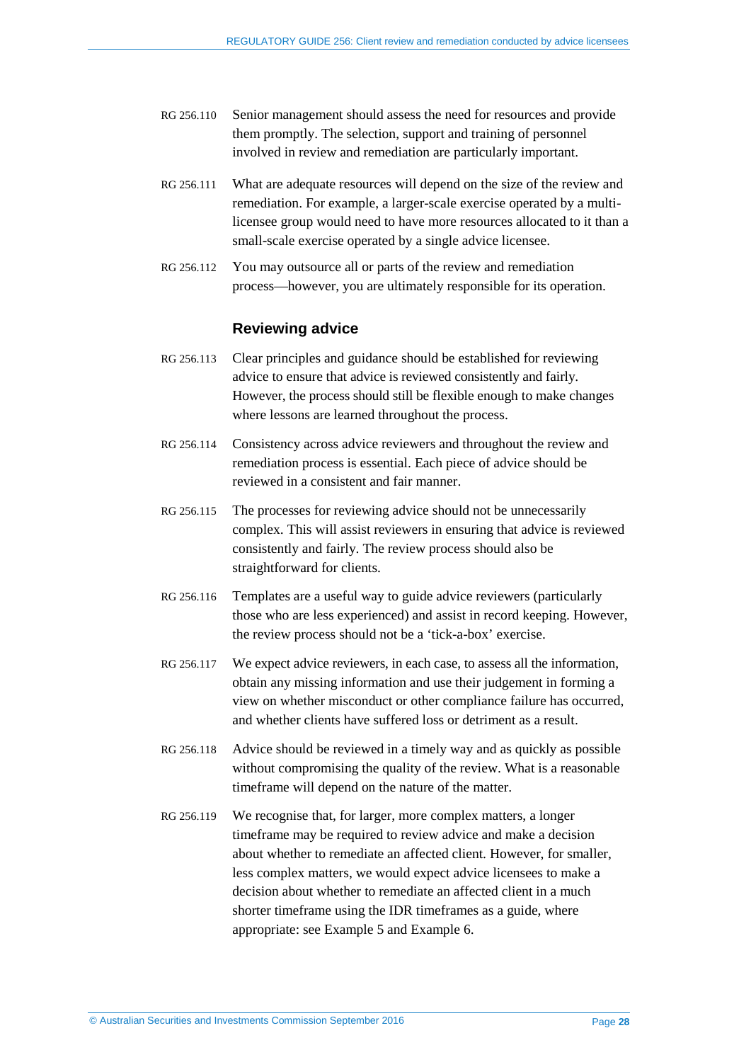RG 256.110 Senior management should assess the need for resources and provide them promptly. The selection, support and training of personnel involved in review and remediation are particularly important.

RG 256.111 What are adequate resources will depend on the size of the review and remediation. For example, a larger-scale exercise operated by a multi-licensee group would need to have more resources allocated to it than a small-scale exercise operated by a single advice licensee.

RG 256.112 You may outsource all or parts of the review and remediation process—however, you are ultimately responsible for its operation.

### Reviewing advice

RG 256.113 Clear principles and guidance should be established for reviewing advice to ensure that advice is reviewed consistently and fairly. However, the process should still be flexible enough to make changes where lessons are learned throughout the process.

RG 256.114 Consistency across advice reviewers and throughout the review and remediation process is essential. Each piece of advice should be reviewed in a consistent and fair manner.

RG 256.115 The processes for reviewing advice should not be unnecessarily complex. This will assist reviewers in ensuring that advice is reviewed consistently and fairly. The review process should also be straightforward for clients.

RG 256.116 Templates are a useful way to guide advice reviewers (particularly those who are less experienced) and assist in record keeping. However, the review process should not be a 'tick-a-box' exercise.

RG 256.117 We expect advice reviewers, in each case, to assess all the information, obtain any missing information and use their judgement in forming a view on whether misconduct or other compliance failure has occurred, and whether clients have suffered loss or detriment as a result.

RG 256.118 Advice should be reviewed in a timely way and as quickly as possible without compromising the quality of the review. What is a reasonable timeframe will depend on the nature of the matter.

RG 256.119 We recognise that, for larger, more complex matters, a longer timeframe may be required to review advice and make a decision about whether to remediate an affected client. However, for smaller, less complex matters, we would expect advice licensees to make a decision about whether to remediate an affected client in a much shorter timeframe using the IDR timeframes as a guide, where appropriate: see Example 5 and Example 6.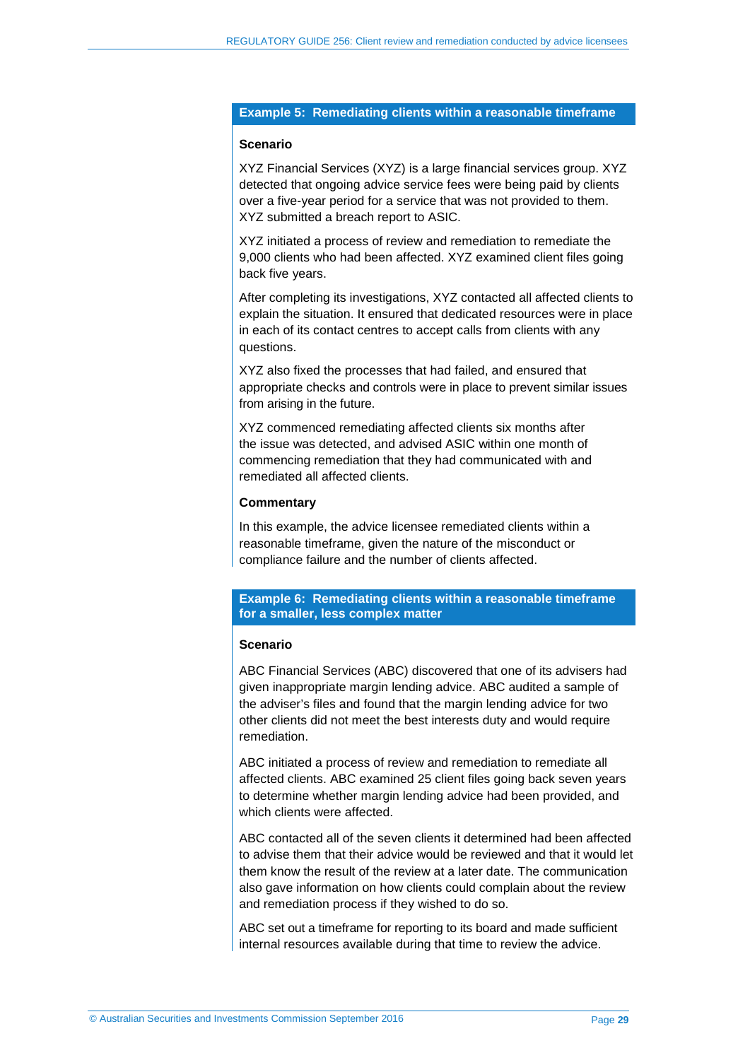**Example 5: Remediating clients within a reasonable timeframe**

**Scenario**

XYZ Financial Services (XYZ) is a large financial services group. XYZ detected that ongoing advice service fees were being paid by clients over a five-year period for a service that was not provided to them. XYZ submitted a breach report to ASIC.

XYZ initiated a process of review and remediation to remediate the 9,000 clients who had been affected. XYZ examined client files going back five years.

After completing its investigations, XYZ contacted all affected clients to explain the situation. It ensured that dedicated resources were in place in each of its contact centres to accept calls from clients with any questions.

XYZ also fixed the processes that had failed, and ensured that appropriate checks and controls were in place to prevent similar issues from arising in the future.

XYZ commenced remediating affected clients six months after the issue was detected, and advised ASIC within one month of commencing remediation that they had communicated with and remediated all affected clients.

**Commentary**

In this example, the advice licensee remediated clients within a reasonable timeframe, given the nature of the misconduct or compliance failure and the number of clients affected.

**Example 6: Remediating clients within a reasonable timeframe for a smaller, less complex matter**

**Scenario**

ABC Financial Services (ABC) discovered that one of its advisers had given inappropriate margin lending advice. ABC audited a sample of the adviser's files and found that the margin lending advice for two other clients did not meet the best interests duty and would require remediation.

ABC initiated a process of review and remediation to remediate all affected clients. ABC examined 25 client files going back seven years to determine whether margin lending advice had been provided, and which clients were affected.

ABC contacted all of the seven clients it determined had been affected to advise them that their advice would be reviewed and that it would let them know the result of the review at a later date. The communication also gave information on how clients could complain about the review and remediation process if they wished to do so.

ABC set out a timeframe for reporting to its board and made sufficient internal resources available during that time to review the advice.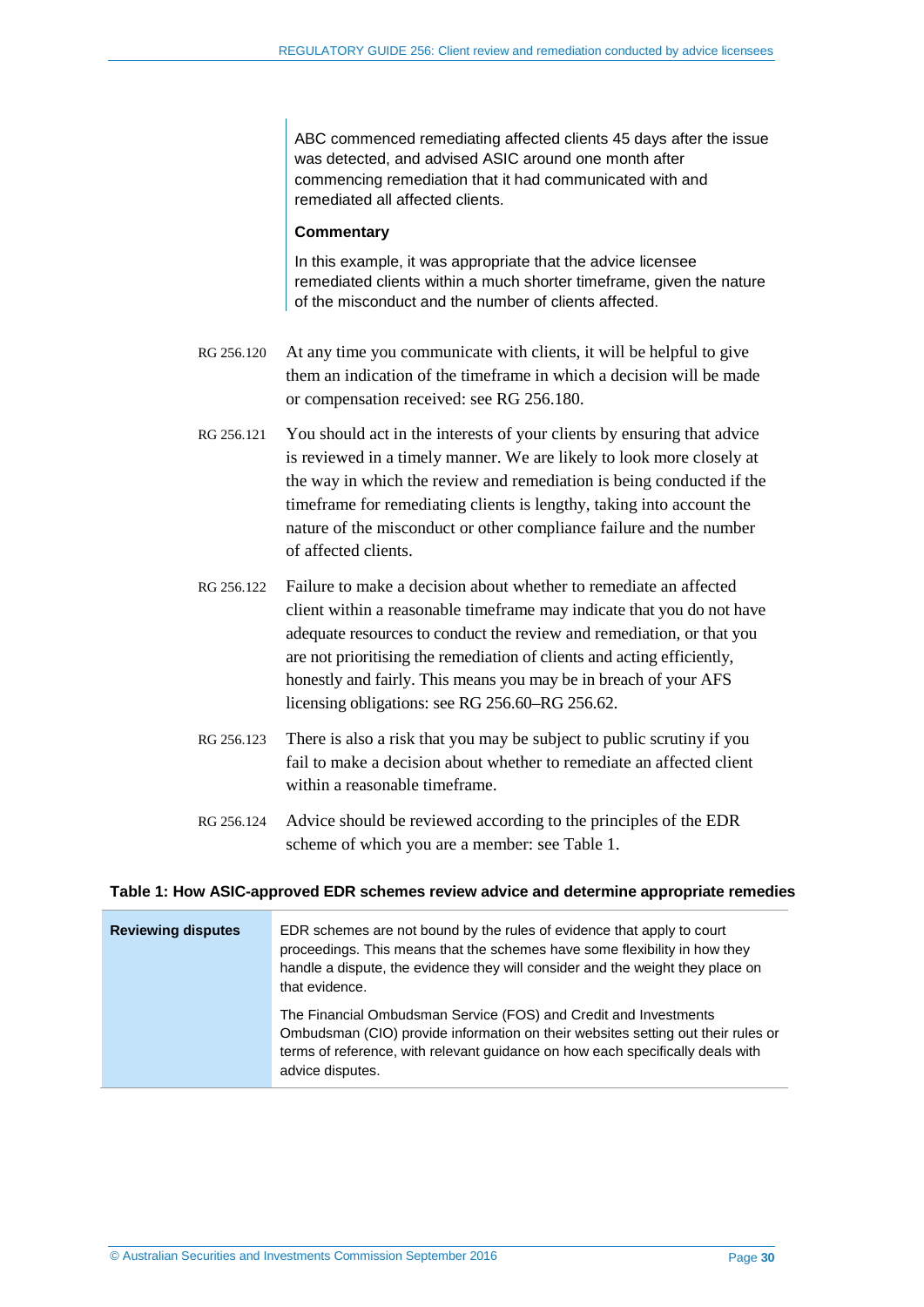ABC commenced remediating affected clients 45 days after the issue was detected, and advised ASIC around one month after commencing remediation that it had communicated with and remediated all affected clients.

**Commentary**

In this example, it was appropriate that the advice licensee remediated clients within a much shorter timeframe, given the nature of the misconduct and the number of clients affected.

RG 256.120 At any time you communicate with clients, it will be helpful to give them an indication of the timeframe in which a decision will be made or compensation received: see RG 256.180.

RG 256.121 You should act in the interests of your clients by ensuring that advice is reviewed in a timely manner. We are likely to look more closely at the way in which the review and remediation is being conducted if the timeframe for remediating clients is lengthy, taking into account the nature of the misconduct or other compliance failure and the number of affected clients.

RG 256.122 Failure to make a decision about whether to remediate an affected client within a reasonable timeframe may indicate that you do not have adequate resources to conduct the review and remediation, or that you are not prioritising the remediation of clients and acting efficiently, honestly and fairly. This means you may be in breach of your AFS licensing obligations: see RG 256.60–RG 256.62.

RG 256.123 There is also a risk that you may be subject to public scrutiny if you fail to make a decision about whether to remediate an affected client within a reasonable timeframe.

RG 256.124 Advice should be reviewed according to the principles of the EDR scheme of which you are a member: see Table 1.

**Table 1: How ASIC-approved EDR schemes review advice and determine appropriate remedies**

| | |
|---|---|
| **Reviewing disputes** | EDR schemes are not bound by the rules of evidence that apply to court proceedings. This means that the schemes have some flexibility in how they handle a dispute, the evidence they will consider and the weight they place on that evidence.<br><br>The Financial Ombudsman Service (FOS) and Credit and Investments Ombudsman (CIO) provide information on their websites setting out their rules or terms of reference, with relevant guidance on how each specifically deals with advice disputes. |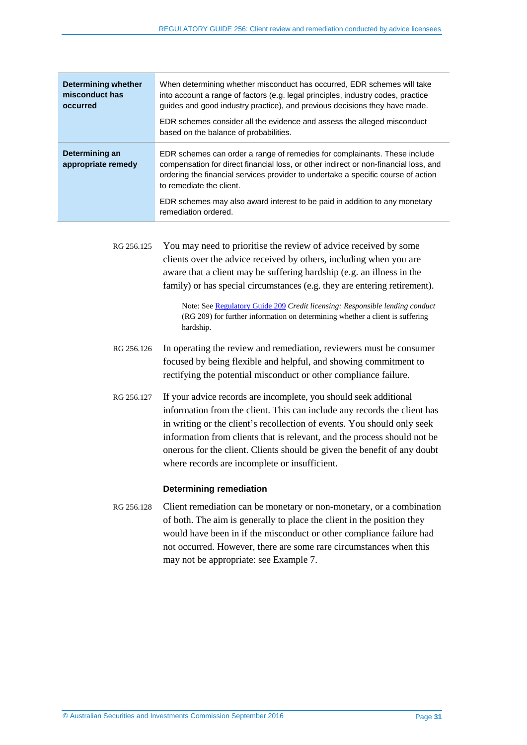| | |
|---|---|
| **Determining whether misconduct has occurred** | When determining whether misconduct has occurred, EDR schemes will take into account a range of factors (e.g. legal principles, industry codes, practice guides and good industry practice), and previous decisions they have made.<br><br>EDR schemes consider all the evidence and assess the alleged misconduct based on the balance of probabilities. |
| **Determining an appropriate remedy** | EDR schemes can order a range of remedies for complainants. These include compensation for direct financial loss, or other indirect or non-financial loss, and ordering the financial services provider to undertake a specific course of action to remediate the client.<br><br>EDR schemes may also award interest to be paid in addition to any monetary remediation ordered. |

RG 256.125 You may need to prioritise the review of advice received by some clients over the advice received by others, including when you are aware that a client may be suffering hardship (e.g. an illness in the family) or has special circumstances (e.g. they are entering retirement).

> Note: See Regulatory Guide 209 *Credit licensing: Responsible lending conduct* (RG 209) for further information on determining whether a client is suffering hardship.

RG 256.126 In operating the review and remediation, reviewers must be consumer focused by being flexible and helpful, and showing commitment to rectifying the potential misconduct or other compliance failure.

RG 256.127 If your advice records are incomplete, you should seek additional information from the client. This can include any records the client has in writing or the client's recollection of events. You should only seek information from clients that is relevant, and the process should not be onerous for the client. Clients should be given the benefit of any doubt where records are incomplete or insufficient.

### Determining remediation

RG 256.128 Client remediation can be monetary or non-monetary, or a combination of both. The aim is generally to place the client in the position they would have been in if the misconduct or other compliance failure had not occurred. However, there are some rare circumstances when this may not be appropriate: see Example 7.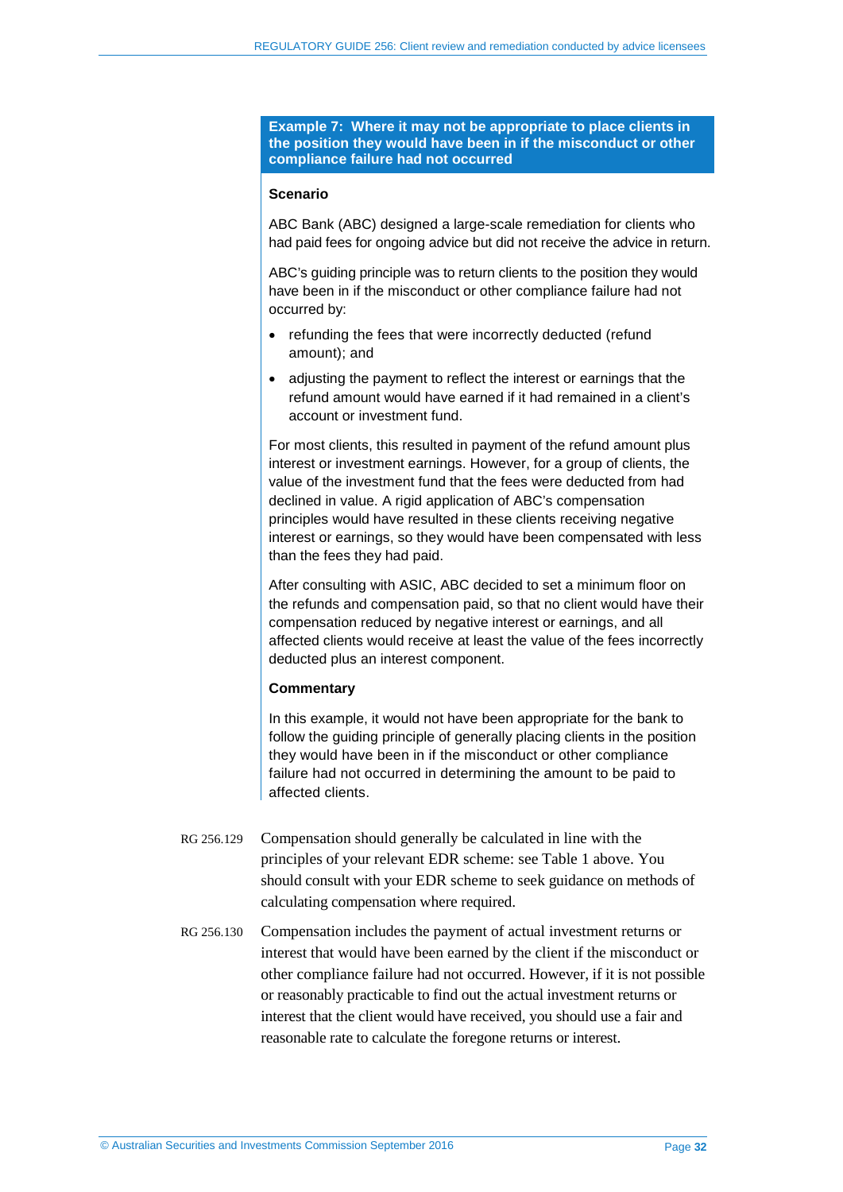**Example 7: Where it may not be appropriate to place clients in the position they would have been in if the misconduct or other compliance failure had not occurred**

**Scenario**

ABC Bank (ABC) designed a large-scale remediation for clients who had paid fees for ongoing advice but did not receive the advice in return.

ABC's guiding principle was to return clients to the position they would have been in if the misconduct or other compliance failure had not occurred by:

- refunding the fees that were incorrectly deducted (refund amount); and
- adjusting the payment to reflect the interest or earnings that the refund amount would have earned if it had remained in a client's account or investment fund.

For most clients, this resulted in payment of the refund amount plus interest or investment earnings. However, for a group of clients, the value of the investment fund that the fees were deducted from had declined in value. A rigid application of ABC's compensation principles would have resulted in these clients receiving negative interest or earnings, so they would have been compensated with less than the fees they had paid.

After consulting with ASIC, ABC decided to set a minimum floor on the refunds and compensation paid, so that no client would have their compensation reduced by negative interest or earnings, and all affected clients would receive at least the value of the fees incorrectly deducted plus an interest component.

**Commentary**

In this example, it would not have been appropriate for the bank to follow the guiding principle of generally placing clients in the position they would have been in if the misconduct or other compliance failure had not occurred in determining the amount to be paid to affected clients.

RG 256.129 Compensation should generally be calculated in line with the principles of your relevant EDR scheme: see Table 1 above. You should consult with your EDR scheme to seek guidance on methods of calculating compensation where required.

RG 256.130 Compensation includes the payment of actual investment returns or interest that would have been earned by the client if the misconduct or other compliance failure had not occurred. However, if it is not possible or reasonably practicable to find out the actual investment returns or interest that the client would have received, you should use a fair and reasonable rate to calculate the foregone returns or interest.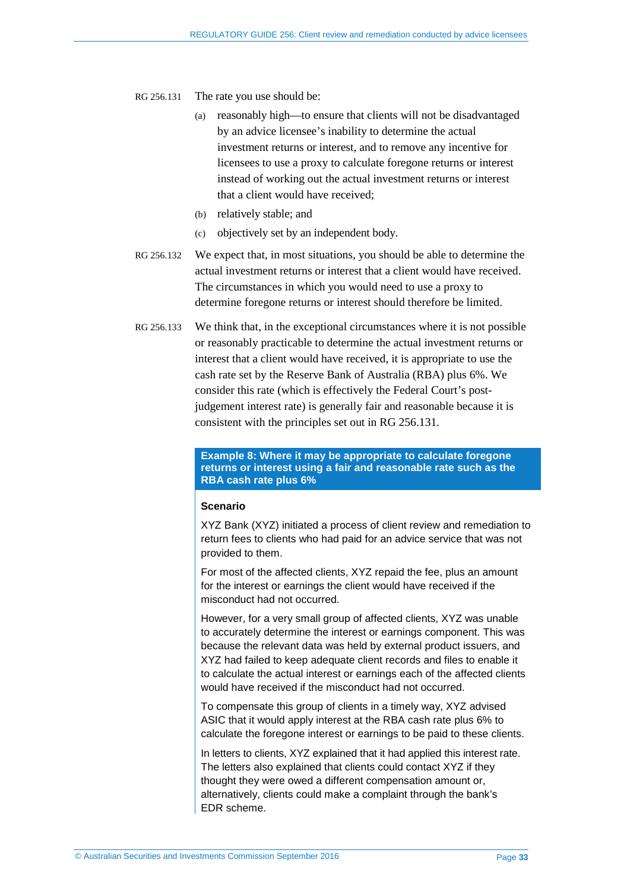RG 256.131 The rate you use should be:

(a) reasonably high—to ensure that clients will not be disadvantaged by an advice licensee's inability to determine the actual investment returns or interest, and to remove any incentive for licensees to use a proxy to calculate foregone returns or interest instead of working out the actual investment returns or interest that a client would have received;

(b) relatively stable; and

(c) objectively set by an independent body.

RG 256.132 We expect that, in most situations, you should be able to determine the actual investment returns or interest that a client would have received. The circumstances in which you would need to use a proxy to determine foregone returns or interest should therefore be limited.

RG 256.133 We think that, in the exceptional circumstances where it is not possible or reasonably practicable to determine the actual investment returns or interest that a client would have received, it is appropriate to use the cash rate set by the Reserve Bank of Australia (RBA) plus 6%. We consider this rate (which is effectively the Federal Court's post-judgement interest rate) is generally fair and reasonable because it is consistent with the principles set out in RG 256.131.

**Example 8: Where it may be appropriate to calculate foregone returns or interest using a fair and reasonable rate such as the RBA cash rate plus 6%**

**Scenario**

XYZ Bank (XYZ) initiated a process of client review and remediation to return fees to clients who had paid for an advice service that was not provided to them.

For most of the affected clients, XYZ repaid the fee, plus an amount for the interest or earnings the client would have received if the misconduct had not occurred.

However, for a very small group of affected clients, XYZ was unable to accurately determine the interest or earnings component. This was because the relevant data was held by external product issuers, and XYZ had failed to keep adequate client records and files to enable it to calculate the actual interest or earnings each of the affected clients would have received if the misconduct had not occurred.

To compensate this group of clients in a timely way, XYZ advised ASIC that it would apply interest at the RBA cash rate plus 6% to calculate the foregone interest or earnings to be paid to these clients.

In letters to clients, XYZ explained that it had applied this interest rate. The letters also explained that clients could contact XYZ if they thought they were owed a different compensation amount or, alternatively, clients could make a complaint through the bank's EDR scheme.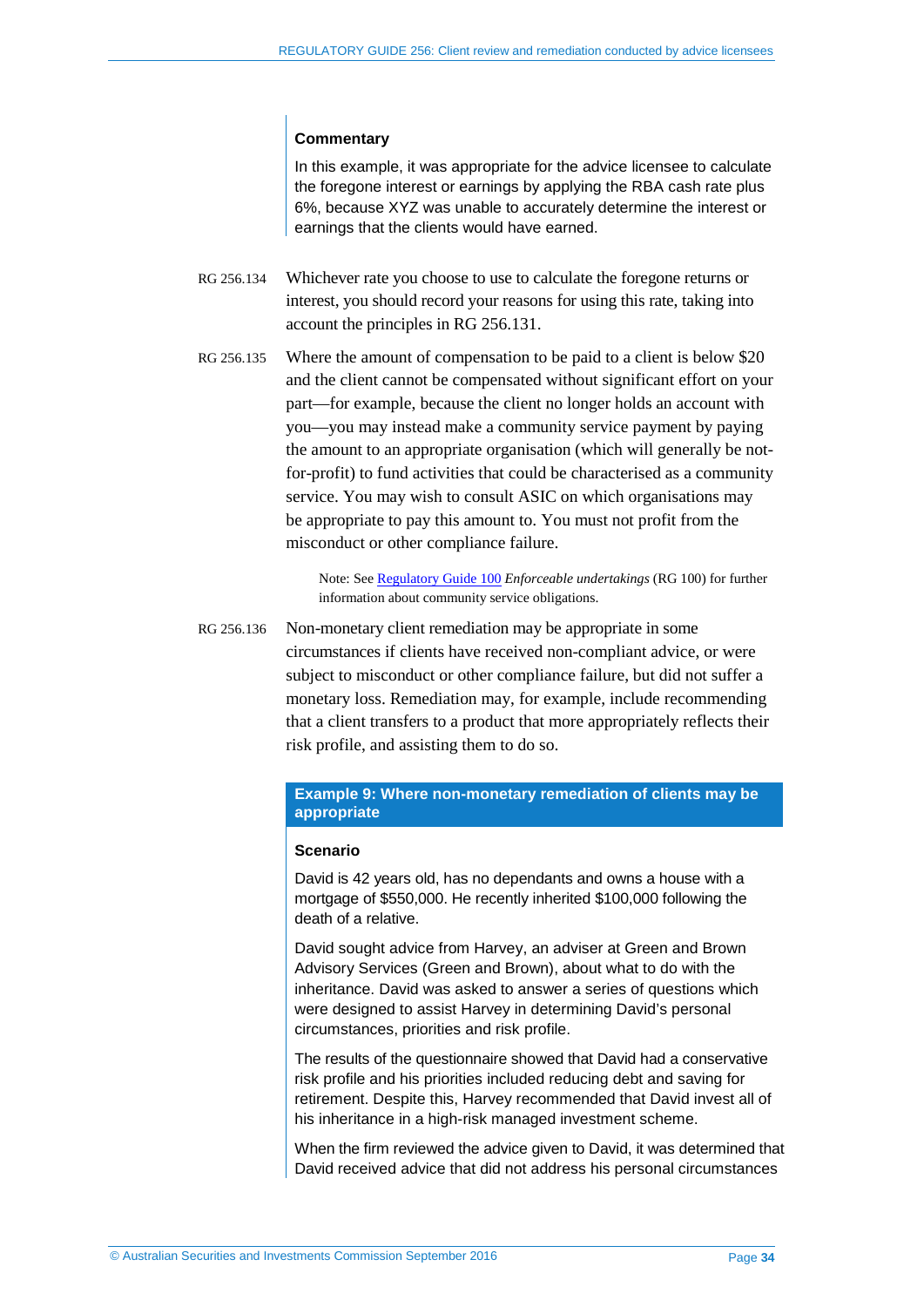**Commentary**

In this example, it was appropriate for the advice licensee to calculate the foregone interest or earnings by applying the RBA cash rate plus 6%, because XYZ was unable to accurately determine the interest or earnings that the clients would have earned.

RG 256.134 Whichever rate you choose to use to calculate the foregone returns or interest, you should record your reasons for using this rate, taking into account the principles in RG 256.131.

RG 256.135 Where the amount of compensation to be paid to a client is below $20 and the client cannot be compensated without significant effort on your part—for example, because the client no longer holds an account with you—you may instead make a community service payment by paying the amount to an appropriate organisation (which will generally be not-for-profit) to fund activities that could be characterised as a community service. You may wish to consult ASIC on which organisations may be appropriate to pay this amount to. You must not profit from the misconduct or other compliance failure.

> Note: See Regulatory Guide 100 *Enforceable undertakings* (RG 100) for further information about community service obligations.

RG 256.136 Non-monetary client remediation may be appropriate in some circumstances if clients have received non-compliant advice, or were subject to misconduct or other compliance failure, but did not suffer a monetary loss. Remediation may, for example, include recommending that a client transfers to a product that more appropriately reflects their risk profile, and assisting them to do so.

**Example 9: Where non-monetary remediation of clients may be appropriate**

**Scenario**

David is 42 years old, has no dependants and owns a house with a mortgage of $550,000. He recently inherited $100,000 following the death of a relative.

David sought advice from Harvey, an adviser at Green and Brown Advisory Services (Green and Brown), about what to do with the inheritance. David was asked to answer a series of questions which were designed to assist Harvey in determining David's personal circumstances, priorities and risk profile.

The results of the questionnaire showed that David had a conservative risk profile and his priorities included reducing debt and saving for retirement. Despite this, Harvey recommended that David invest all of his inheritance in a high-risk managed investment scheme.

When the firm reviewed the advice given to David, it was determined that David received advice that did not address his personal circumstances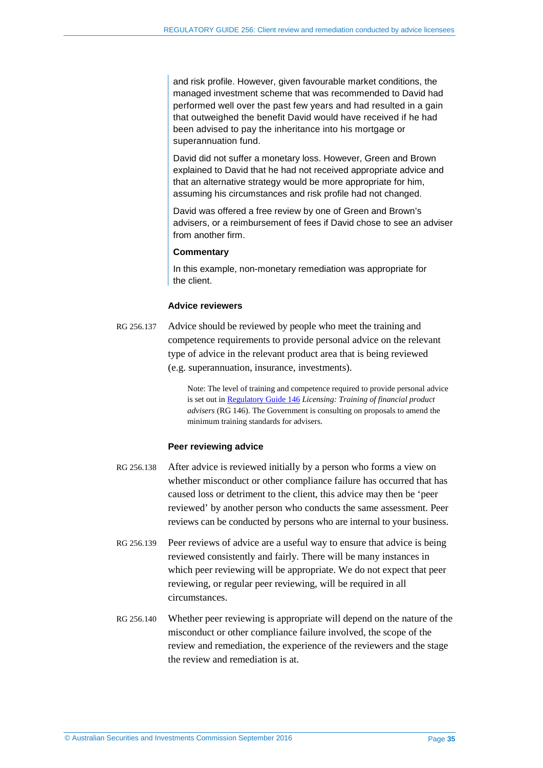and risk profile. However, given favourable market conditions, the managed investment scheme that was recommended to David had performed well over the past few years and had resulted in a gain that outweighed the benefit David would have received if he had been advised to pay the inheritance into his mortgage or superannuation fund.

David did not suffer a monetary loss. However, Green and Brown explained to David that he had not received appropriate advice and that an alternative strategy would be more appropriate for him, assuming his circumstances and risk profile had not changed.

David was offered a free review by one of Green and Brown's advisers, or a reimbursement of fees if David chose to see an adviser from another firm.

**Commentary**

In this example, non-monetary remediation was appropriate for the client.

### Advice reviewers

RG 256.137 Advice should be reviewed by people who meet the training and competence requirements to provide personal advice on the relevant type of advice in the relevant product area that is being reviewed (e.g. superannuation, insurance, investments).

> Note: The level of training and competence required to provide personal advice is set out in Regulatory Guide 146 *Licensing: Training of financial product advisers* (RG 146). The Government is consulting on proposals to amend the minimum training standards for advisers.

### Peer reviewing advice

RG 256.138 After advice is reviewed initially by a person who forms a view on whether misconduct or other compliance failure has occurred that has caused loss or detriment to the client, this advice may then be 'peer reviewed' by another person who conducts the same assessment. Peer reviews can be conducted by persons who are internal to your business.

RG 256.139 Peer reviews of advice are a useful way to ensure that advice is being reviewed consistently and fairly. There will be many instances in which peer reviewing will be appropriate. We do not expect that peer reviewing, or regular peer reviewing, will be required in all circumstances.

RG 256.140 Whether peer reviewing is appropriate will depend on the nature of the misconduct or other compliance failure involved, the scope of the review and remediation, the experience of the reviewers and the stage the review and remediation is at.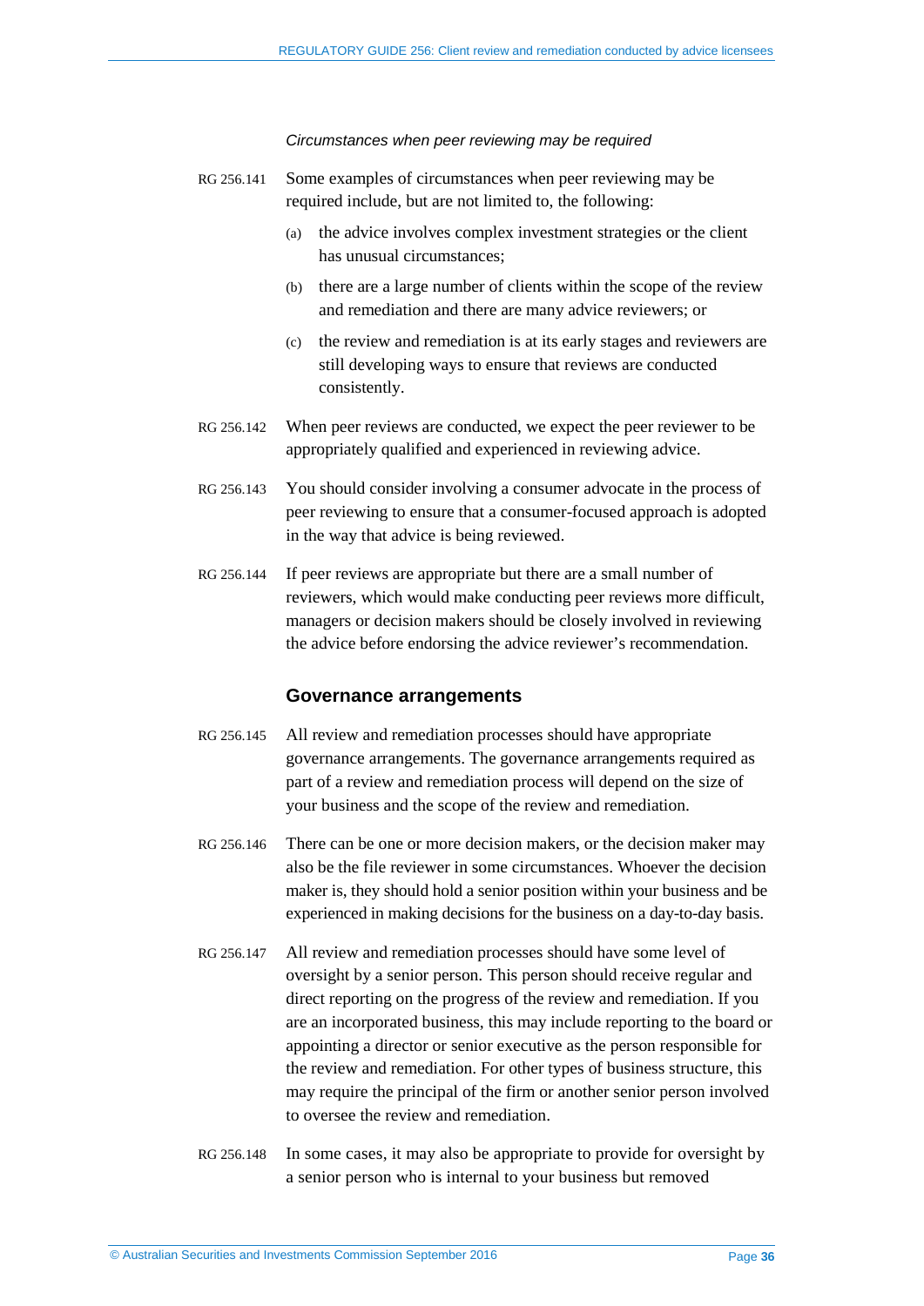*Circumstances when peer reviewing may be required*

RG 256.141 Some examples of circumstances when peer reviewing may be required include, but are not limited to, the following:

(a) the advice involves complex investment strategies or the client has unusual circumstances;

(b) there are a large number of clients within the scope of the review and remediation and there are many advice reviewers; or

(c) the review and remediation is at its early stages and reviewers are still developing ways to ensure that reviews are conducted consistently.

RG 256.142 When peer reviews are conducted, we expect the peer reviewer to be appropriately qualified and experienced in reviewing advice.

RG 256.143 You should consider involving a consumer advocate in the process of peer reviewing to ensure that a consumer-focused approach is adopted in the way that advice is being reviewed.

RG 256.144 If peer reviews are appropriate but there are a small number of reviewers, which would make conducting peer reviews more difficult, managers or decision makers should be closely involved in reviewing the advice before endorsing the advice reviewer's recommendation.

## Governance arrangements

RG 256.145 All review and remediation processes should have appropriate governance arrangements. The governance arrangements required as part of a review and remediation process will depend on the size of your business and the scope of the review and remediation.

RG 256.146 There can be one or more decision makers, or the decision maker may also be the file reviewer in some circumstances. Whoever the decision maker is, they should hold a senior position within your business and be experienced in making decisions for the business on a day-to-day basis.

RG 256.147 All review and remediation processes should have some level of oversight by a senior person. This person should receive regular and direct reporting on the progress of the review and remediation. If you are an incorporated business, this may include reporting to the board or appointing a director or senior executive as the person responsible for the review and remediation. For other types of business structure, this may require the principal of the firm or another senior person involved to oversee the review and remediation.

RG 256.148 In some cases, it may also be appropriate to provide for oversight by a senior person who is internal to your business but removed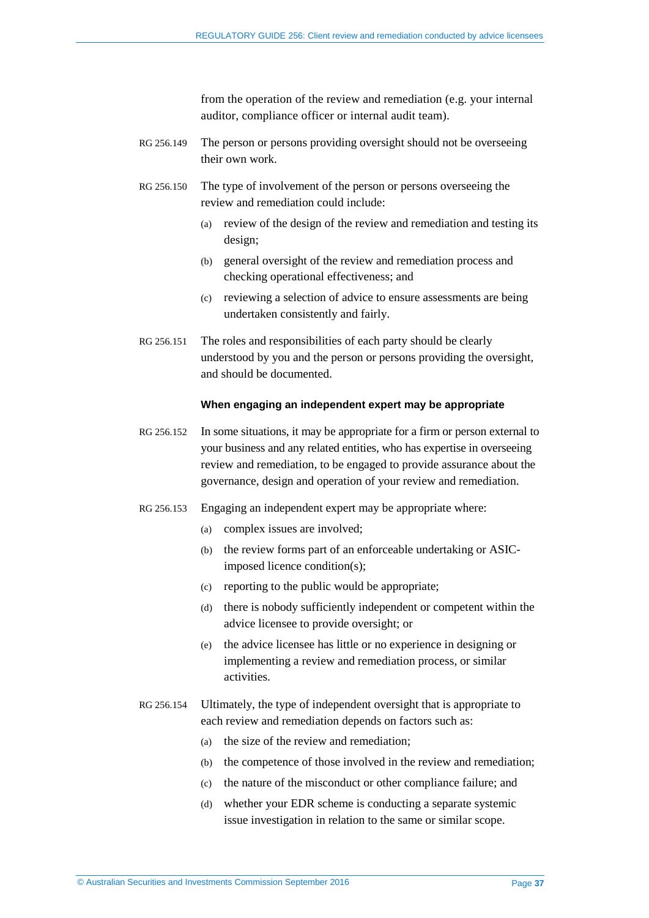from the operation of the review and remediation (e.g. your internal auditor, compliance officer or internal audit team).

RG 256.149 The person or persons providing oversight should not be overseeing their own work.

RG 256.150 The type of involvement of the person or persons overseeing the review and remediation could include:

(a) review of the design of the review and remediation and testing its design;

(b) general oversight of the review and remediation process and checking operational effectiveness; and

(c) reviewing a selection of advice to ensure assessments are being undertaken consistently and fairly.

RG 256.151 The roles and responsibilities of each party should be clearly understood by you and the person or persons providing the oversight, and should be documented.

#### When engaging an independent expert may be appropriate

RG 256.152 In some situations, it may be appropriate for a firm or person external to your business and any related entities, who has expertise in overseeing review and remediation, to be engaged to provide assurance about the governance, design and operation of your review and remediation.

RG 256.153 Engaging an independent expert may be appropriate where:

(a) complex issues are involved;

(b) the review forms part of an enforceable undertaking or ASIC-imposed licence condition(s);

(c) reporting to the public would be appropriate;

(d) there is nobody sufficiently independent or competent within the advice licensee to provide oversight; or

(e) the advice licensee has little or no experience in designing or implementing a review and remediation process, or similar activities.

RG 256.154 Ultimately, the type of independent oversight that is appropriate to each review and remediation depends on factors such as:

(a) the size of the review and remediation;

(b) the competence of those involved in the review and remediation;

(c) the nature of the misconduct or other compliance failure; and

(d) whether your EDR scheme is conducting a separate systemic issue investigation in relation to the same or similar scope.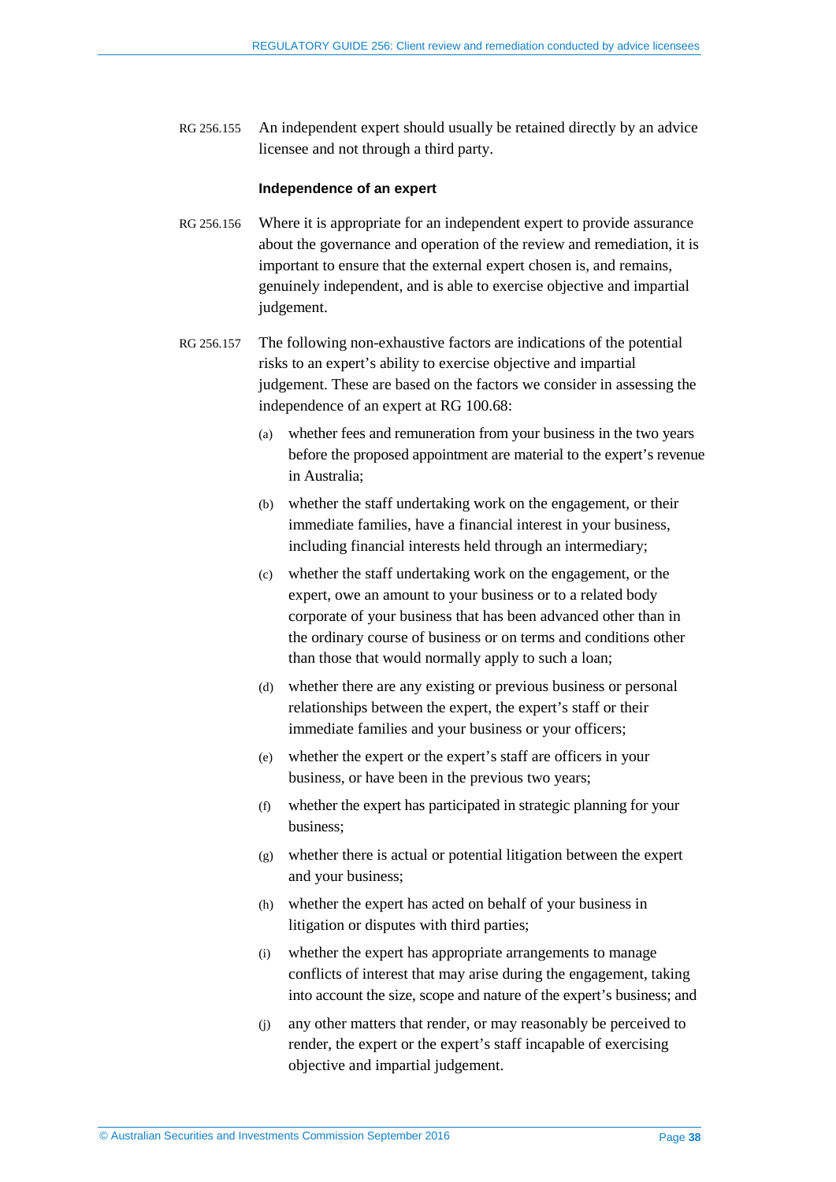RG 256.155 An independent expert should usually be retained directly by an advice licensee and not through a third party.

### Independence of an expert

RG 256.156 Where it is appropriate for an independent expert to provide assurance about the governance and operation of the review and remediation, it is important to ensure that the external expert chosen is, and remains, genuinely independent, and is able to exercise objective and impartial judgement.

RG 256.157 The following non-exhaustive factors are indications of the potential risks to an expert's ability to exercise objective and impartial judgement. These are based on the factors we consider in assessing the independence of an expert at RG 100.68:

- (a) whether fees and remuneration from your business in the two years before the proposed appointment are material to the expert's revenue in Australia;
- (b) whether the staff undertaking work on the engagement, or their immediate families, have a financial interest in your business, including financial interests held through an intermediary;
- (c) whether the staff undertaking work on the engagement, or the expert, owe an amount to your business or to a related body corporate of your business that has been advanced other than in the ordinary course of business or on terms and conditions other than those that would normally apply to such a loan;
- (d) whether there are any existing or previous business or personal relationships between the expert, the expert's staff or their immediate families and your business or your officers;
- (e) whether the expert or the expert's staff are officers in your business, or have been in the previous two years;
- (f) whether the expert has participated in strategic planning for your business;
- (g) whether there is actual or potential litigation between the expert and your business;
- (h) whether the expert has acted on behalf of your business in litigation or disputes with third parties;
- (i) whether the expert has appropriate arrangements to manage conflicts of interest that may arise during the engagement, taking into account the size, scope and nature of the expert's business; and
- (j) any other matters that render, or may reasonably be perceived to render, the expert or the expert's staff incapable of exercising objective and impartial judgement.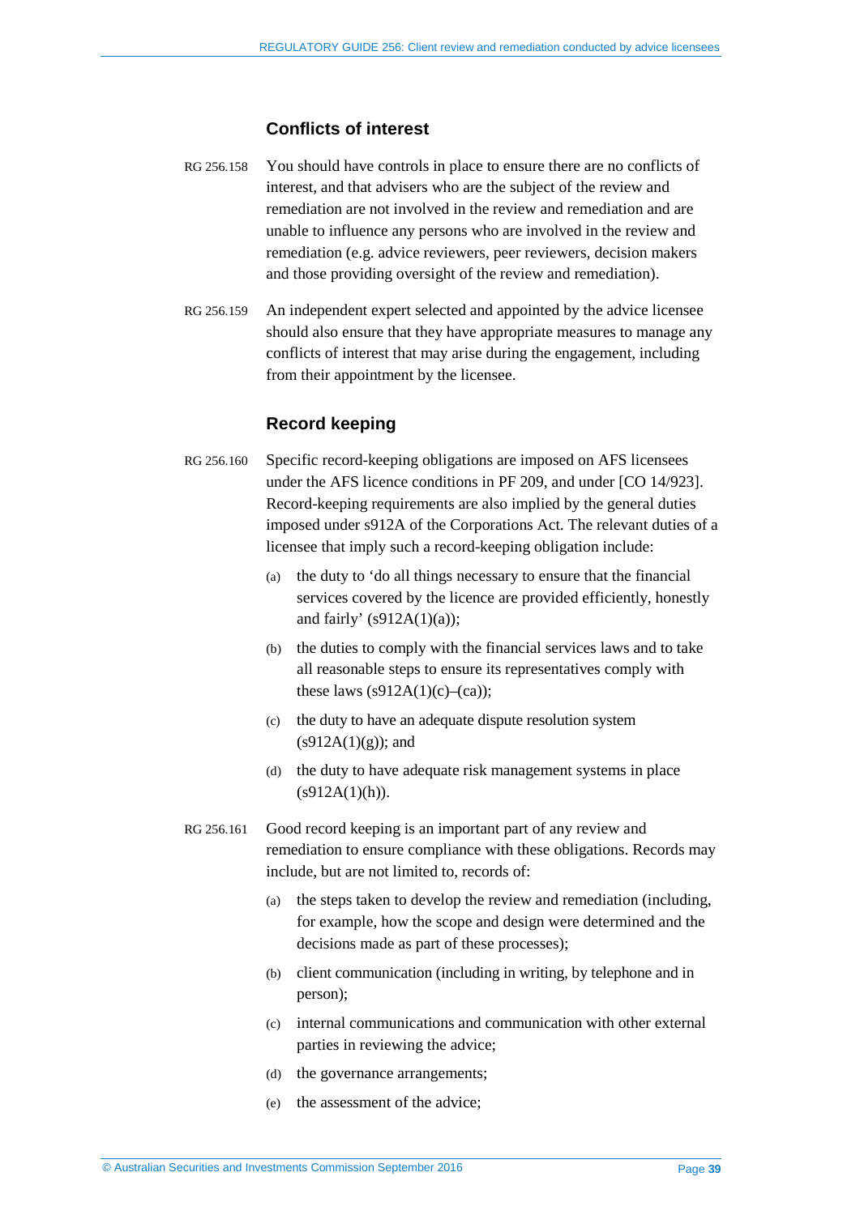### Conflicts of interest

RG 256.158 You should have controls in place to ensure there are no conflicts of interest, and that advisers who are the subject of the review and remediation are not involved in the review and remediation and are unable to influence any persons who are involved in the review and remediation (e.g. advice reviewers, peer reviewers, decision makers and those providing oversight of the review and remediation).

RG 256.159 An independent expert selected and appointed by the advice licensee should also ensure that they have appropriate measures to manage any conflicts of interest that may arise during the engagement, including from their appointment by the licensee.

### Record keeping

RG 256.160 Specific record-keeping obligations are imposed on AFS licensees under the AFS licence conditions in PF 209, and under [CO 14/923]. Record-keeping requirements are also implied by the general duties imposed under s912A of the Corporations Act. The relevant duties of a licensee that imply such a record-keeping obligation include:

(a) the duty to 'do all things necessary to ensure that the financial services covered by the licence are provided efficiently, honestly and fairly' (s912A(1)(a));

(b) the duties to comply with the financial services laws and to take all reasonable steps to ensure its representatives comply with these laws (s912A(1)(c)–(ca));

(c) the duty to have an adequate dispute resolution system (s912A(1)(g)); and

(d) the duty to have adequate risk management systems in place (s912A(1)(h)).

RG 256.161 Good record keeping is an important part of any review and remediation to ensure compliance with these obligations. Records may include, but are not limited to, records of:

(a) the steps taken to develop the review and remediation (including, for example, how the scope and design were determined and the decisions made as part of these processes);

(b) client communication (including in writing, by telephone and in person);

(c) internal communications and communication with other external parties in reviewing the advice;

(d) the governance arrangements;

(e) the assessment of the advice;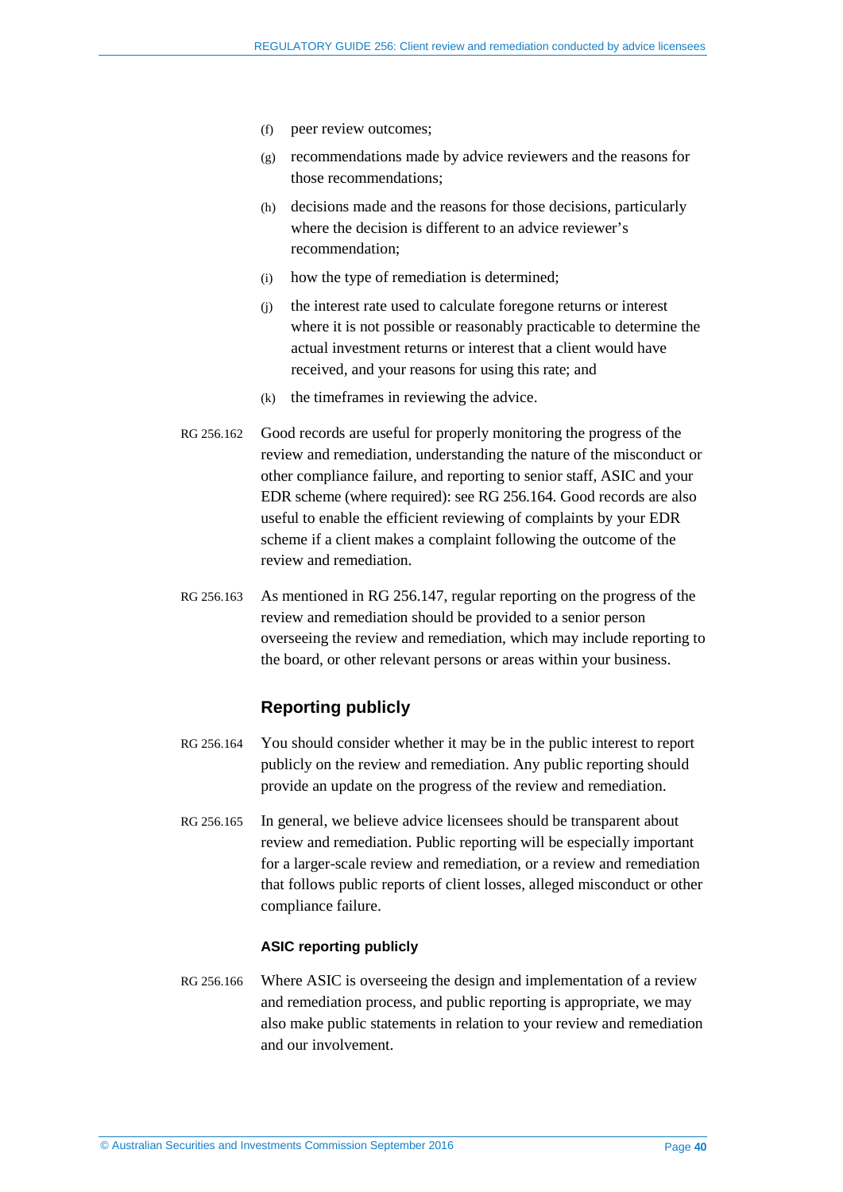(f) peer review outcomes;

(g) recommendations made by advice reviewers and the reasons for those recommendations;

(h) decisions made and the reasons for those decisions, particularly where the decision is different to an advice reviewer's recommendation;

(i) how the type of remediation is determined;

(j) the interest rate used to calculate foregone returns or interest where it is not possible or reasonably practicable to determine the actual investment returns or interest that a client would have received, and your reasons for using this rate; and

(k) the timeframes in reviewing the advice.

RG 256.162 Good records are useful for properly monitoring the progress of the review and remediation, understanding the nature of the misconduct or other compliance failure, and reporting to senior staff, ASIC and your EDR scheme (where required): see RG 256.164. Good records are also useful to enable the efficient reviewing of complaints by your EDR scheme if a client makes a complaint following the outcome of the review and remediation.

RG 256.163 As mentioned in RG 256.147, regular reporting on the progress of the review and remediation should be provided to a senior person overseeing the review and remediation, which may include reporting to the board, or other relevant persons or areas within your business.

## Reporting publicly

RG 256.164 You should consider whether it may be in the public interest to report publicly on the review and remediation. Any public reporting should provide an update on the progress of the review and remediation.

RG 256.165 In general, we believe advice licensees should be transparent about review and remediation. Public reporting will be especially important for a larger-scale review and remediation, or a review and remediation that follows public reports of client losses, alleged misconduct or other compliance failure.

### ASIC reporting publicly

RG 256.166 Where ASIC is overseeing the design and implementation of a review and remediation process, and public reporting is appropriate, we may also make public statements in relation to your review and remediation and our involvement.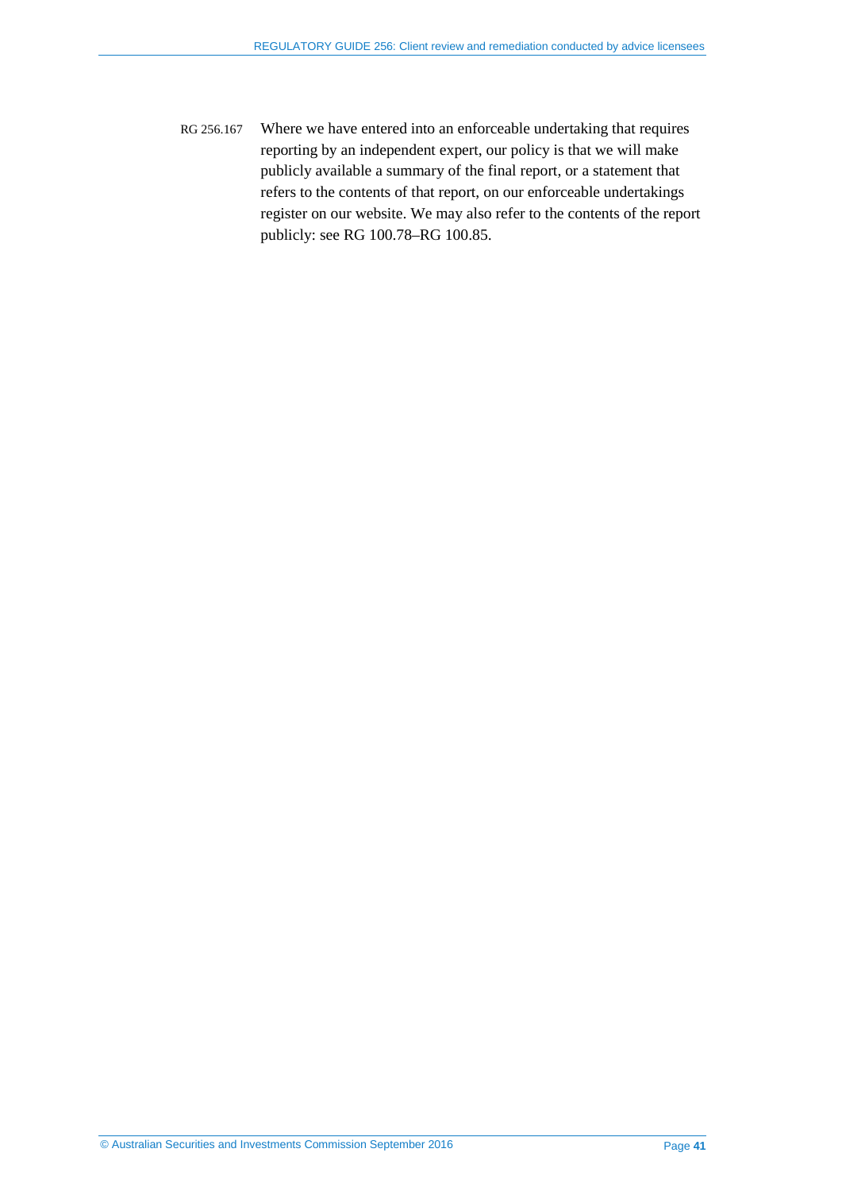RG 256.167 Where we have entered into an enforceable undertaking that requires reporting by an independent expert, our policy is that we will make publicly available a summary of the final report, or a statement that refers to the contents of that report, on our enforceable undertakings register on our website. We may also refer to the contents of the report publicly: see RG 100.78–RG 100.85.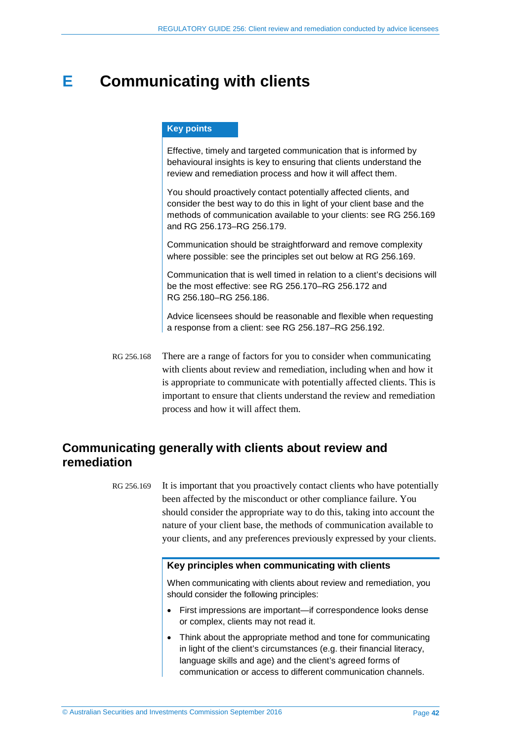# E Communicating with clients

**Key points**

Effective, timely and targeted communication that is informed by behavioural insights is key to ensuring that clients understand the review and remediation process and how it will affect them.

You should proactively contact potentially affected clients, and consider the best way to do this in light of your client base and the methods of communication available to your clients: see RG 256.169 and RG 256.173–RG 256.179.

Communication should be straightforward and remove complexity where possible: see the principles set out below at RG 256.169.

Communication that is well timed in relation to a client's decisions will be the most effective: see RG 256.170–RG 256.172 and RG 256.180–RG 256.186.

Advice licensees should be reasonable and flexible when requesting a response from a client: see RG 256.187–RG 256.192.

RG 256.168 There are a range of factors for you to consider when communicating with clients about review and remediation, including when and how it is appropriate to communicate with potentially affected clients. This is important to ensure that clients understand the review and remediation process and how it will affect them.

## Communicating generally with clients about review and remediation

RG 256.169 It is important that you proactively contact clients who have potentially been affected by the misconduct or other compliance failure. You should consider the appropriate way to do this, taking into account the nature of your client base, the methods of communication available to your clients, and any preferences previously expressed by your clients.

**Key principles when communicating with clients**

When communicating with clients about review and remediation, you should consider the following principles:

- First impressions are important—if correspondence looks dense or complex, clients may not read it.
- Think about the appropriate method and tone for communicating in light of the client's circumstances (e.g. their financial literacy, language skills and age) and the client's agreed forms of communication or access to different communication channels.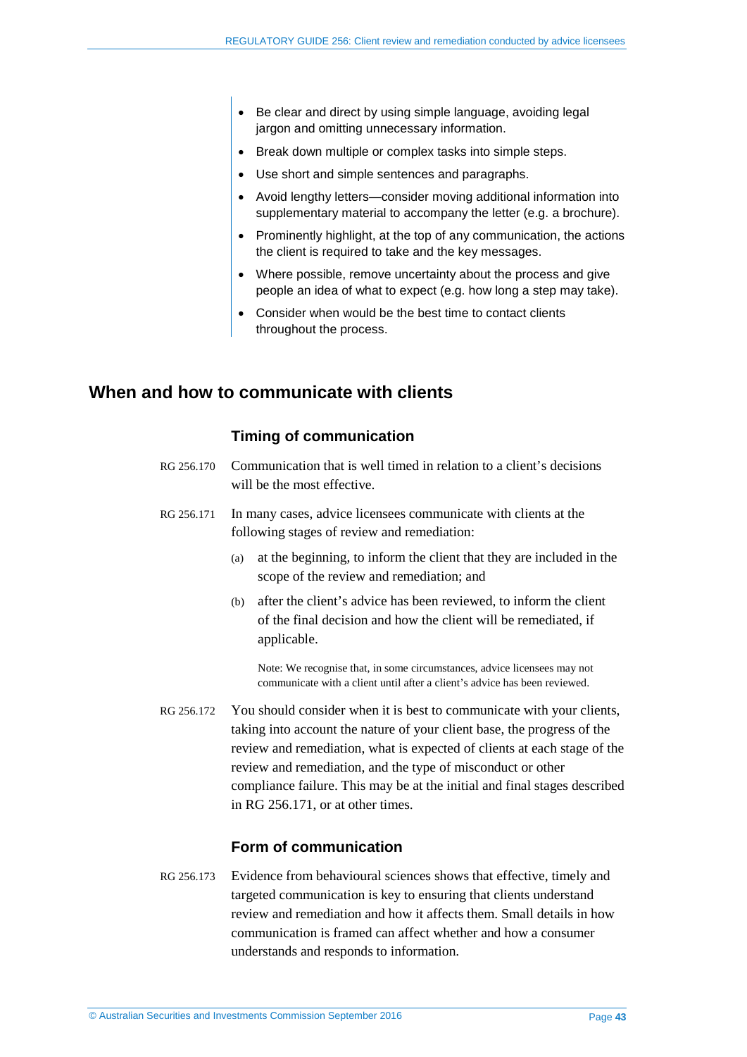- Be clear and direct by using simple language, avoiding legal jargon and omitting unnecessary information.
- Break down multiple or complex tasks into simple steps.
- Use short and simple sentences and paragraphs.
- Avoid lengthy letters—consider moving additional information into supplementary material to accompany the letter (e.g. a brochure).
- Prominently highlight, at the top of any communication, the actions the client is required to take and the key messages.
- Where possible, remove uncertainty about the process and give people an idea of what to expect (e.g. how long a step may take).
- Consider when would be the best time to contact clients throughout the process.

## When and how to communicate with clients

### Timing of communication

RG 256.170 Communication that is well timed in relation to a client's decisions will be the most effective.

RG 256.171 In many cases, advice licensees communicate with clients at the following stages of review and remediation:

(a) at the beginning, to inform the client that they are included in the scope of the review and remediation; and

(b) after the client's advice has been reviewed, to inform the client of the final decision and how the client will be remediated, if applicable.

Note: We recognise that, in some circumstances, advice licensees may not communicate with a client until after a client's advice has been reviewed.

RG 256.172 You should consider when it is best to communicate with your clients, taking into account the nature of your client base, the progress of the review and remediation, what is expected of clients at each stage of the review and remediation, and the type of misconduct or other compliance failure. This may be at the initial and final stages described in RG 256.171, or at other times.

### Form of communication

RG 256.173 Evidence from behavioural sciences shows that effective, timely and targeted communication is key to ensuring that clients understand review and remediation and how it affects them. Small details in how communication is framed can affect whether and how a consumer understands and responds to information.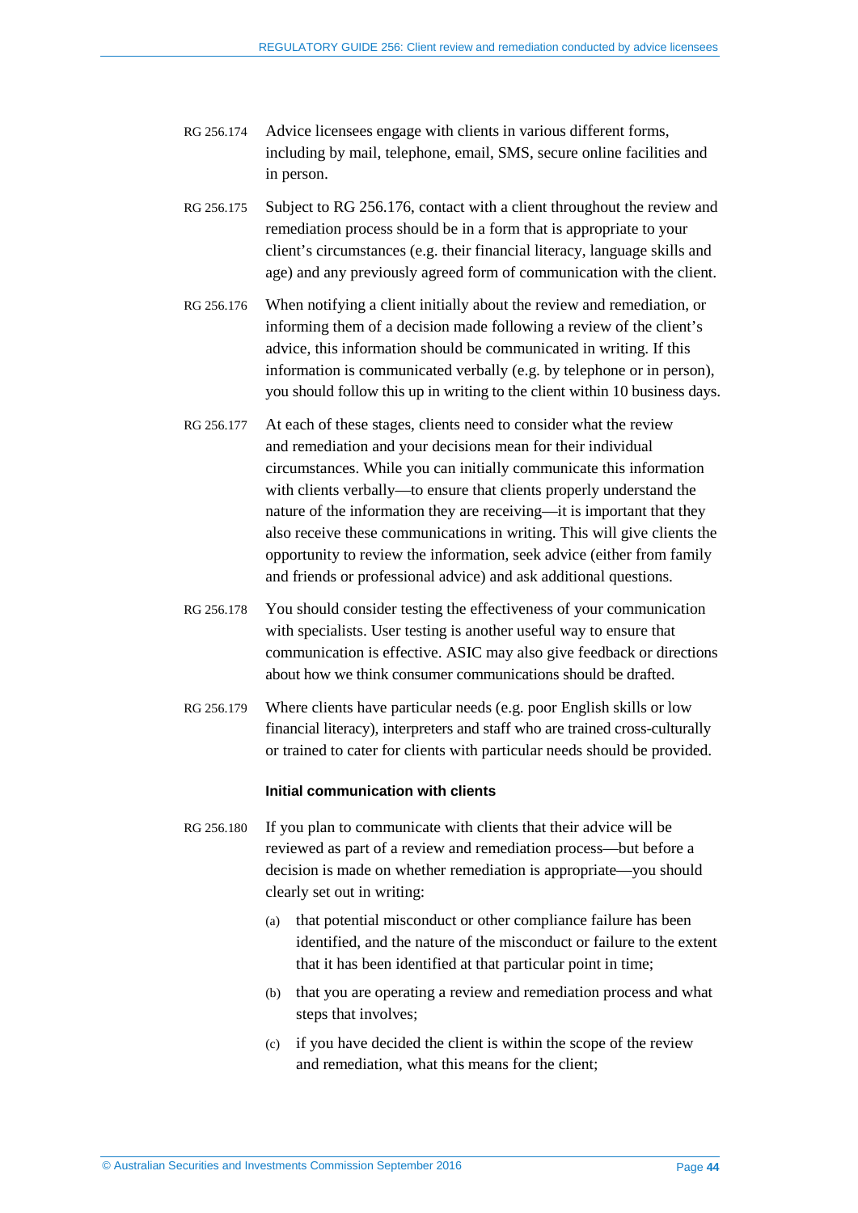RG 256.174 Advice licensees engage with clients in various different forms, including by mail, telephone, email, SMS, secure online facilities and in person.

RG 256.175 Subject to RG 256.176, contact with a client throughout the review and remediation process should be in a form that is appropriate to your client's circumstances (e.g. their financial literacy, language skills and age) and any previously agreed form of communication with the client.

RG 256.176 When notifying a client initially about the review and remediation, or informing them of a decision made following a review of the client's advice, this information should be communicated in writing. If this information is communicated verbally (e.g. by telephone or in person), you should follow this up in writing to the client within 10 business days.

RG 256.177 At each of these stages, clients need to consider what the review and remediation and your decisions mean for their individual circumstances. While you can initially communicate this information with clients verbally—to ensure that clients properly understand the nature of the information they are receiving—it is important that they also receive these communications in writing. This will give clients the opportunity to review the information, seek advice (either from family and friends or professional advice) and ask additional questions.

RG 256.178 You should consider testing the effectiveness of your communication with specialists. User testing is another useful way to ensure that communication is effective. ASIC may also give feedback or directions about how we think consumer communications should be drafted.

RG 256.179 Where clients have particular needs (e.g. poor English skills or low financial literacy), interpreters and staff who are trained cross-culturally or trained to cater for clients with particular needs should be provided.

#### Initial communication with clients

RG 256.180 If you plan to communicate with clients that their advice will be reviewed as part of a review and remediation process—but before a decision is made on whether remediation is appropriate—you should clearly set out in writing:

(a) that potential misconduct or other compliance failure has been identified, and the nature of the misconduct or failure to the extent that it has been identified at that particular point in time;

(b) that you are operating a review and remediation process and what steps that involves;

(c) if you have decided the client is within the scope of the review and remediation, what this means for the client;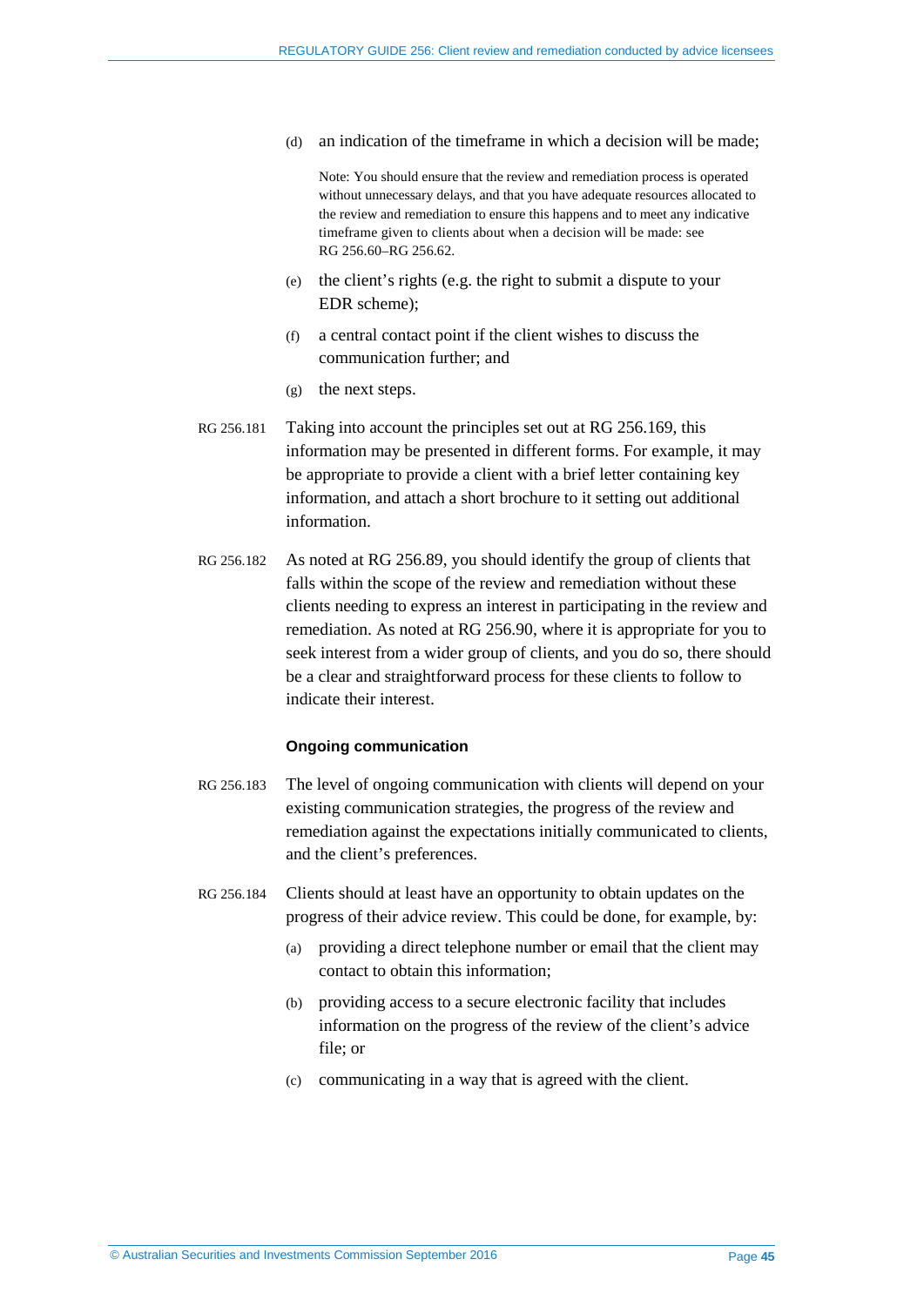(d) an indication of the timeframe in which a decision will be made;

Note: You should ensure that the review and remediation process is operated without unnecessary delays, and that you have adequate resources allocated to the review and remediation to ensure this happens and to meet any indicative timeframe given to clients about when a decision will be made: see RG 256.60–RG 256.62.

(e) the client's rights (e.g. the right to submit a dispute to your EDR scheme);

(f) a central contact point if the client wishes to discuss the communication further; and

(g) the next steps.

RG 256.181 Taking into account the principles set out at RG 256.169, this information may be presented in different forms. For example, it may be appropriate to provide a client with a brief letter containing key information, and attach a short brochure to it setting out additional information.

RG 256.182 As noted at RG 256.89, you should identify the group of clients that falls within the scope of the review and remediation without these clients needing to express an interest in participating in the review and remediation. As noted at RG 256.90, where it is appropriate for you to seek interest from a wider group of clients, and you do so, there should be a clear and straightforward process for these clients to follow to indicate their interest.

### Ongoing communication

RG 256.183 The level of ongoing communication with clients will depend on your existing communication strategies, the progress of the review and remediation against the expectations initially communicated to clients, and the client's preferences.

RG 256.184 Clients should at least have an opportunity to obtain updates on the progress of their advice review. This could be done, for example, by:

(a) providing a direct telephone number or email that the client may contact to obtain this information;

(b) providing access to a secure electronic facility that includes information on the progress of the review of the client's advice file; or

(c) communicating in a way that is agreed with the client.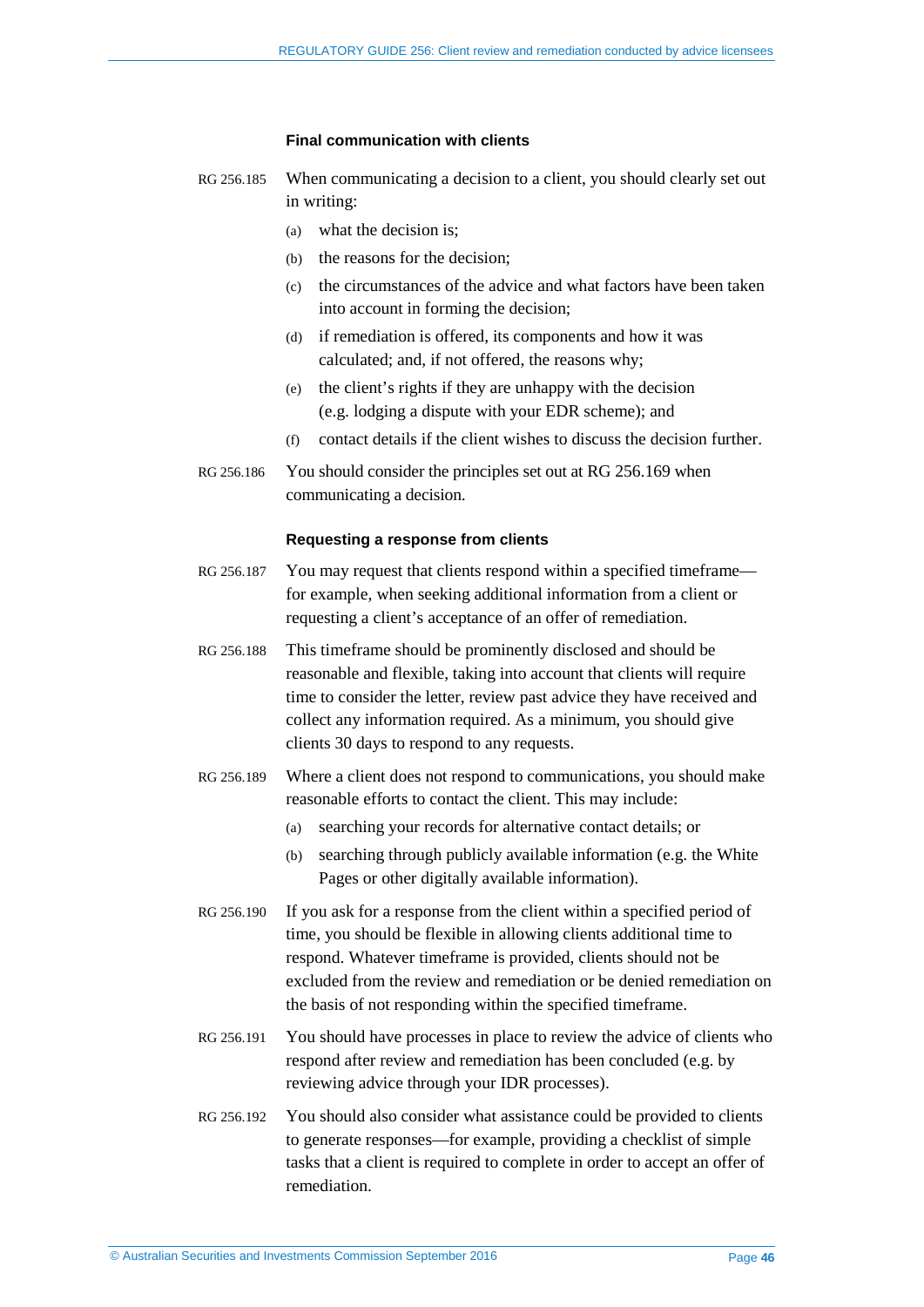### Final communication with clients

RG 256.185 When communicating a decision to a client, you should clearly set out in writing:

(a) what the decision is;

(b) the reasons for the decision;

(c) the circumstances of the advice and what factors have been taken into account in forming the decision;

(d) if remediation is offered, its components and how it was calculated; and, if not offered, the reasons why;

(e) the client's rights if they are unhappy with the decision (e.g. lodging a dispute with your EDR scheme); and

(f) contact details if the client wishes to discuss the decision further.

RG 256.186 You should consider the principles set out at RG 256.169 when communicating a decision.

### Requesting a response from clients

RG 256.187 You may request that clients respond within a specified timeframe—for example, when seeking additional information from a client or requesting a client's acceptance of an offer of remediation.

RG 256.188 This timeframe should be prominently disclosed and should be reasonable and flexible, taking into account that clients will require time to consider the letter, review past advice they have received and collect any information required. As a minimum, you should give clients 30 days to respond to any requests.

RG 256.189 Where a client does not respond to communications, you should make reasonable efforts to contact the client. This may include:

(a) searching your records for alternative contact details; or

(b) searching through publicly available information (e.g. the White Pages or other digitally available information).

RG 256.190 If you ask for a response from the client within a specified period of time, you should be flexible in allowing clients additional time to respond. Whatever timeframe is provided, clients should not be excluded from the review and remediation or be denied remediation on the basis of not responding within the specified timeframe.

RG 256.191 You should have processes in place to review the advice of clients who respond after review and remediation has been concluded (e.g. by reviewing advice through your IDR processes).

RG 256.192 You should also consider what assistance could be provided to clients to generate responses—for example, providing a checklist of simple tasks that a client is required to complete in order to accept an offer of remediation.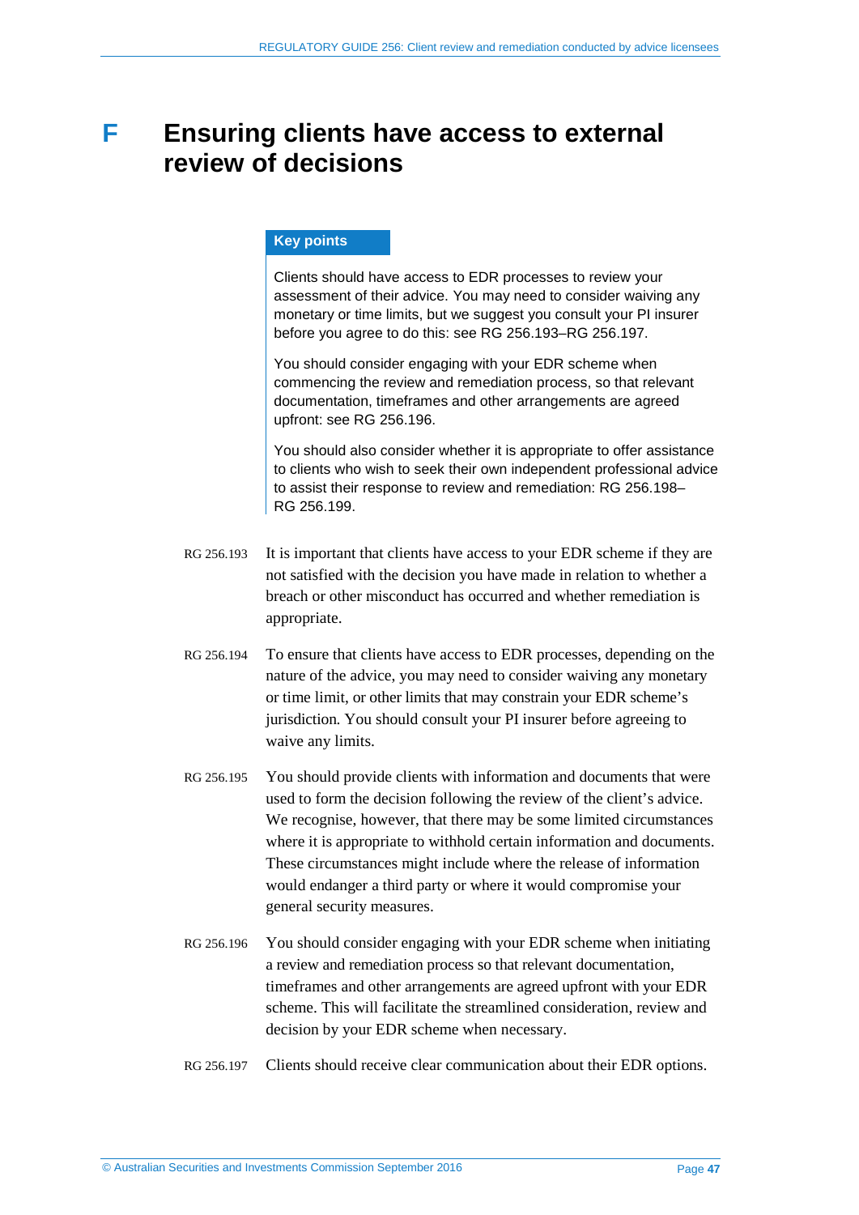# F Ensuring clients have access to external review of decisions

> **Key points**
>
> Clients should have access to EDR processes to review your assessment of their advice. You may need to consider waiving any monetary or time limits, but we suggest you consult your PI insurer before you agree to do this: see RG 256.193–RG 256.197.
>
> You should consider engaging with your EDR scheme when commencing the review and remediation process, so that relevant documentation, timeframes and other arrangements are agreed upfront: see RG 256.196.
>
> You should also consider whether it is appropriate to offer assistance to clients who wish to seek their own independent professional advice to assist their response to review and remediation: RG 256.198–RG 256.199.

RG 256.193 It is important that clients have access to your EDR scheme if they are not satisfied with the decision you have made in relation to whether a breach or other misconduct has occurred and whether remediation is appropriate.

RG 256.194 To ensure that clients have access to EDR processes, depending on the nature of the advice, you may need to consider waiving any monetary or time limit, or other limits that may constrain your EDR scheme's jurisdiction. You should consult your PI insurer before agreeing to waive any limits.

RG 256.195 You should provide clients with information and documents that were used to form the decision following the review of the client's advice. We recognise, however, that there may be some limited circumstances where it is appropriate to withhold certain information and documents. These circumstances might include where the release of information would endanger a third party or where it would compromise your general security measures.

RG 256.196 You should consider engaging with your EDR scheme when initiating a review and remediation process so that relevant documentation, timeframes and other arrangements are agreed upfront with your EDR scheme. This will facilitate the streamlined consideration, review and decision by your EDR scheme when necessary.

RG 256.197 Clients should receive clear communication about their EDR options.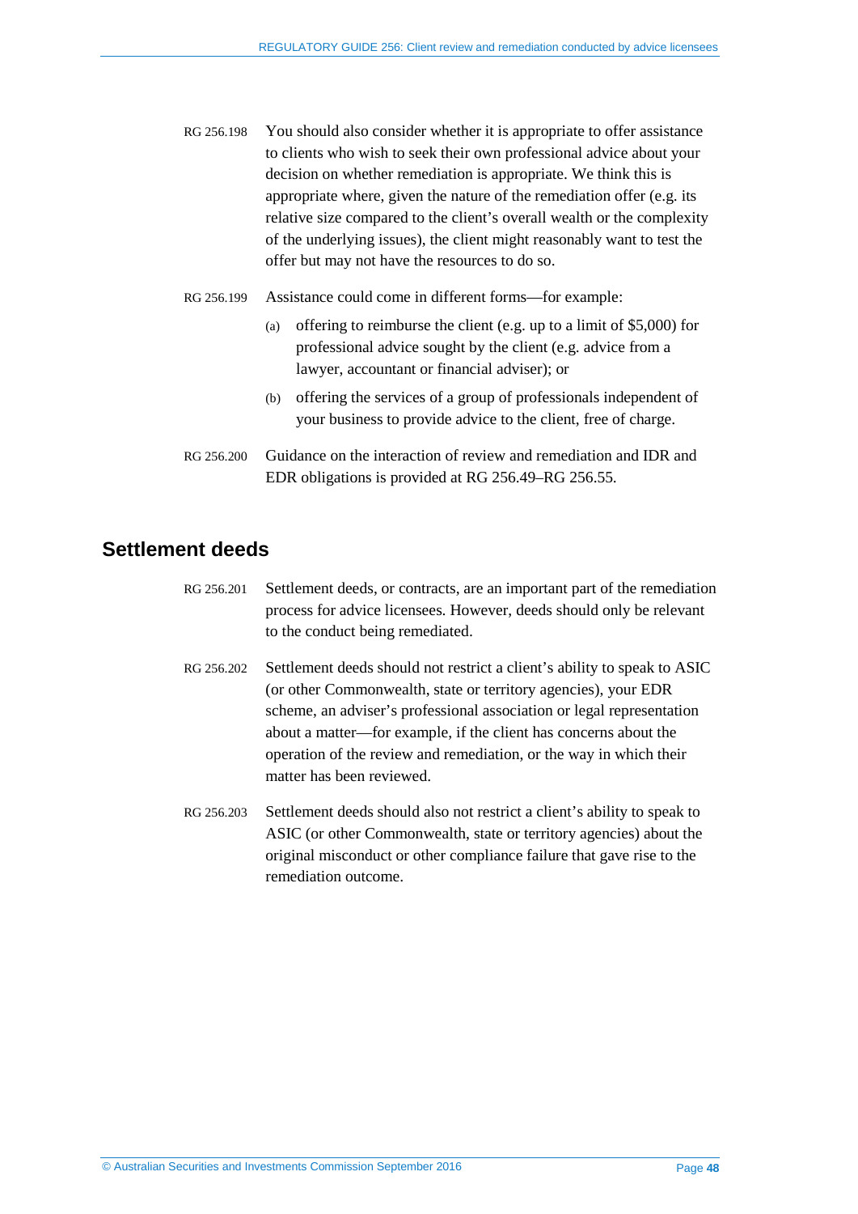RG 256.198 You should also consider whether it is appropriate to offer assistance to clients who wish to seek their own professional advice about your decision on whether remediation is appropriate. We think this is appropriate where, given the nature of the remediation offer (e.g. its relative size compared to the client's overall wealth or the complexity of the underlying issues), the client might reasonably want to test the offer but may not have the resources to do so.

RG 256.199 Assistance could come in different forms—for example:

(a) offering to reimburse the client (e.g. up to a limit of $5,000) for professional advice sought by the client (e.g. advice from a lawyer, accountant or financial adviser); or

(b) offering the services of a group of professionals independent of your business to provide advice to the client, free of charge.

RG 256.200 Guidance on the interaction of review and remediation and IDR and EDR obligations is provided at RG 256.49–RG 256.55.

## Settlement deeds

RG 256.201 Settlement deeds, or contracts, are an important part of the remediation process for advice licensees. However, deeds should only be relevant to the conduct being remediated.

RG 256.202 Settlement deeds should not restrict a client's ability to speak to ASIC (or other Commonwealth, state or territory agencies), your EDR scheme, an adviser's professional association or legal representation about a matter—for example, if the client has concerns about the operation of the review and remediation, or the way in which their matter has been reviewed.

RG 256.203 Settlement deeds should also not restrict a client's ability to speak to ASIC (or other Commonwealth, state or territory agencies) about the original misconduct or other compliance failure that gave rise to the remediation outcome.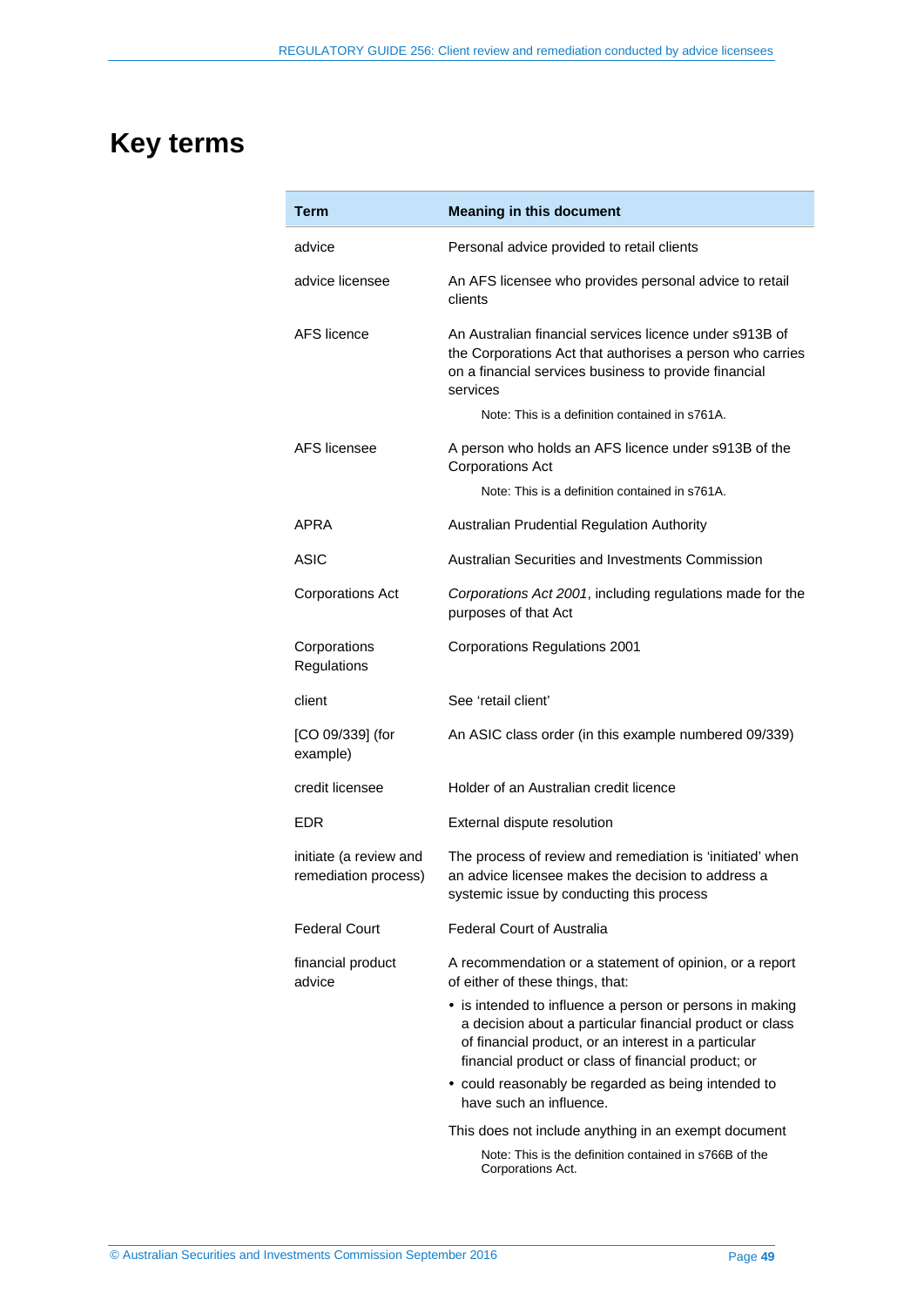# Key terms

| Term | Meaning in this document |
|---|---|
| advice | Personal advice provided to retail clients |
| advice licensee | An AFS licensee who provides personal advice to retail clients |
| AFS licence | An Australian financial services licence under s913B of the Corporations Act that authorises a person who carries on a financial services business to provide financial services<br><br>Note: This is a definition contained in s761A. |
| AFS licensee | A person who holds an AFS licence under s913B of the Corporations Act<br><br>Note: This is a definition contained in s761A. |
| APRA | Australian Prudential Regulation Authority |
| ASIC | Australian Securities and Investments Commission |
| Corporations Act | *Corporations Act 2001*, including regulations made for the purposes of that Act |
| Corporations Regulations | Corporations Regulations 2001 |
| client | See 'retail client' |
| [CO 09/339] (for example) | An ASIC class order (in this example numbered 09/339) |
| credit licensee | Holder of an Australian credit licence |
| EDR | External dispute resolution |
| initiate (a review and remediation process) | The process of review and remediation is 'initiated' when an advice licensee makes the decision to address a systemic issue by conducting this process |
| Federal Court | Federal Court of Australia |
| financial product advice | A recommendation or a statement of opinion, or a report of either of these things, that:<br>• is intended to influence a person or persons in making a decision about a particular financial product or class of financial product, or an interest in a particular financial product or class of financial product; or<br>• could reasonably be regarded as being intended to have such an influence.<br><br>This does not include anything in an exempt document<br><br>Note: This is the definition contained in s766B of the Corporations Act. |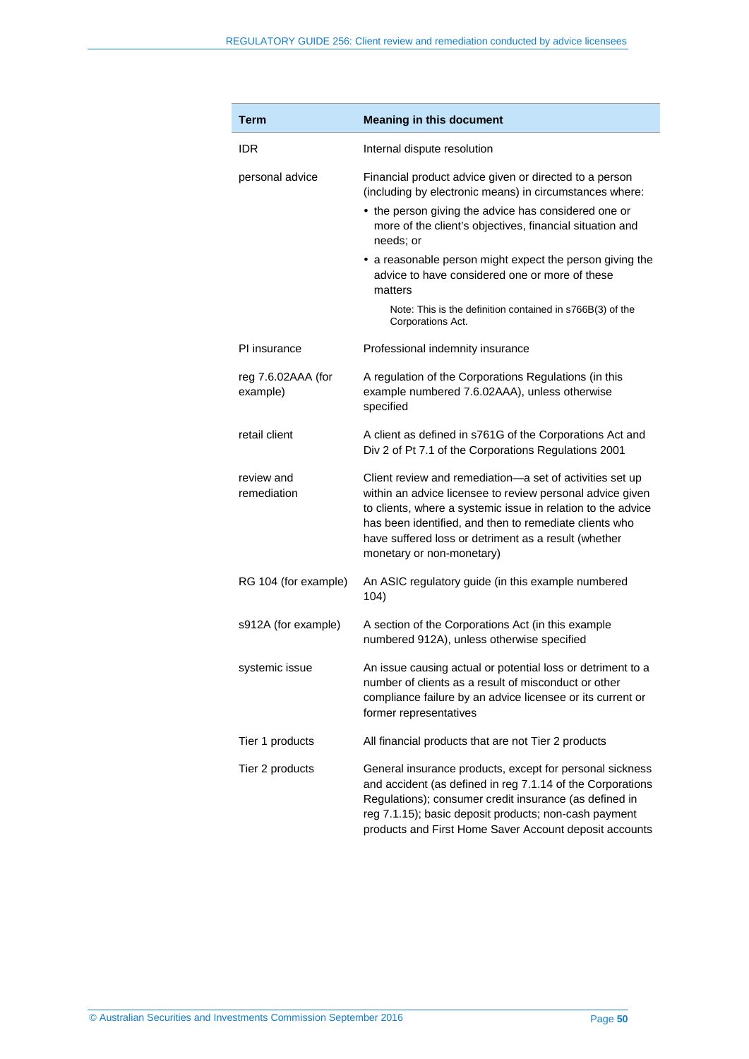| Term | Meaning in this document |
| --- | --- |
| IDR | Internal dispute resolution |
| personal advice | Financial product advice given or directed to a person (including by electronic means) in circumstances where:<br>• the person giving the advice has considered one or more of the client's objectives, financial situation and needs; or<br>• a reasonable person might expect the person giving the advice to have considered one or more of these matters<br>Note: This is the definition contained in s766B(3) of the Corporations Act. |
| PI insurance | Professional indemnity insurance |
| reg 7.6.02AAA (for example) | A regulation of the Corporations Regulations (in this example numbered 7.6.02AAA), unless otherwise specified |
| retail client | A client as defined in s761G of the Corporations Act and Div 2 of Pt 7.1 of the Corporations Regulations 2001 |
| review and remediation | Client review and remediation—a set of activities set up within an advice licensee to review personal advice given to clients, where a systemic issue in relation to the advice has been identified, and then to remediate clients who have suffered loss or detriment as a result (whether monetary or non-monetary) |
| RG 104 (for example) | An ASIC regulatory guide (in this example numbered 104) |
| s912A (for example) | A section of the Corporations Act (in this example numbered 912A), unless otherwise specified |
| systemic issue | An issue causing actual or potential loss or detriment to a number of clients as a result of misconduct or other compliance failure by an advice licensee or its current or former representatives |
| Tier 1 products | All financial products that are not Tier 2 products |
| Tier 2 products | General insurance products, except for personal sickness and accident (as defined in reg 7.1.14 of the Corporations Regulations); consumer credit insurance (as defined in reg 7.1.15); basic deposit products; non-cash payment products and First Home Saver Account deposit accounts |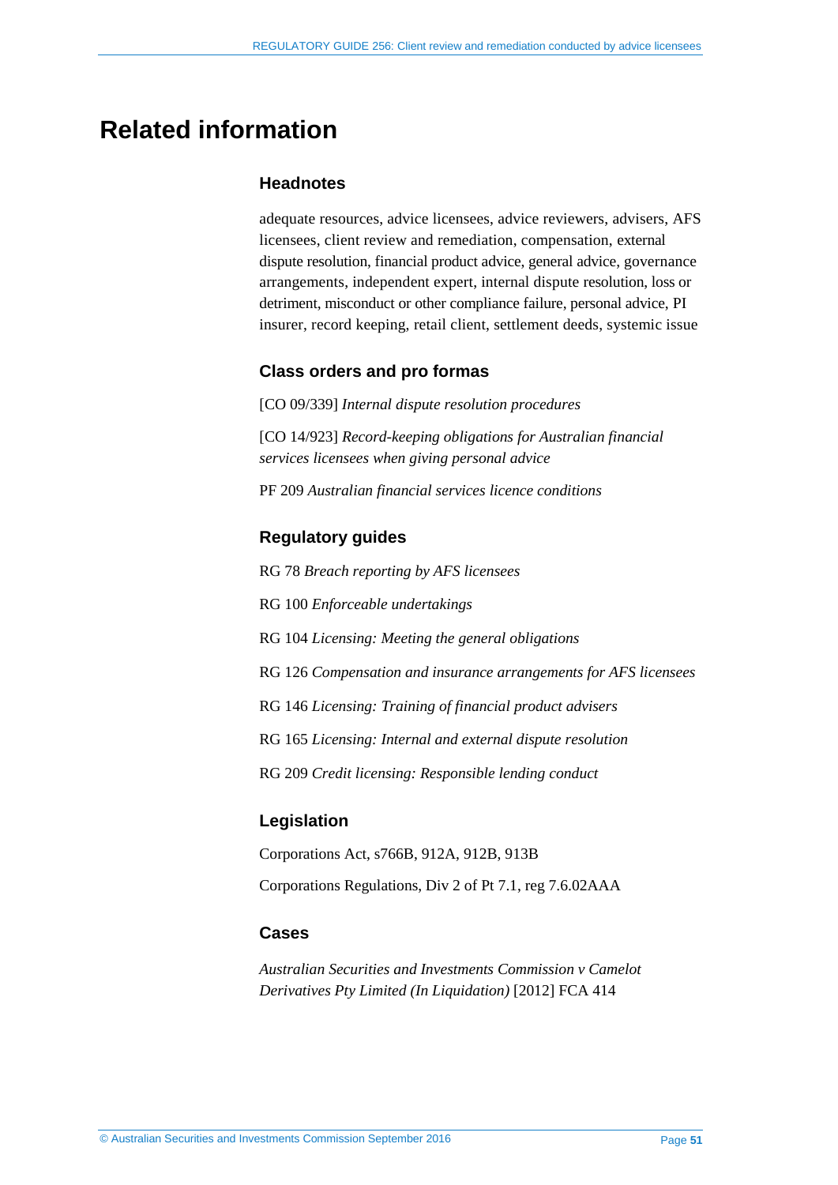# Related information

### Headnotes

adequate resources, advice licensees, advice reviewers, advisers, AFS licensees, client review and remediation, compensation, external dispute resolution, financial product advice, general advice, governance arrangements, independent expert, internal dispute resolution, loss or detriment, misconduct or other compliance failure, personal advice, PI insurer, record keeping, retail client, settlement deeds, systemic issue

### Class orders and pro formas

[CO 09/339] *Internal dispute resolution procedures*

[CO 14/923] *Record-keeping obligations for Australian financial services licensees when giving personal advice*

PF 209 *Australian financial services licence conditions*

### Regulatory guides

RG 78 *Breach reporting by AFS licensees*

RG 100 *Enforceable undertakings*

RG 104 *Licensing: Meeting the general obligations*

RG 126 *Compensation and insurance arrangements for AFS licensees*

RG 146 *Licensing: Training of financial product advisers*

RG 165 *Licensing: Internal and external dispute resolution*

RG 209 *Credit licensing: Responsible lending conduct*

### Legislation

Corporations Act, s766B, 912A, 912B, 913B

Corporations Regulations, Div 2 of Pt 7.1, reg 7.6.02AAA

### Cases

*Australian Securities and Investments Commission v Camelot Derivatives Pty Limited (In Liquidation)* [2012] FCA 414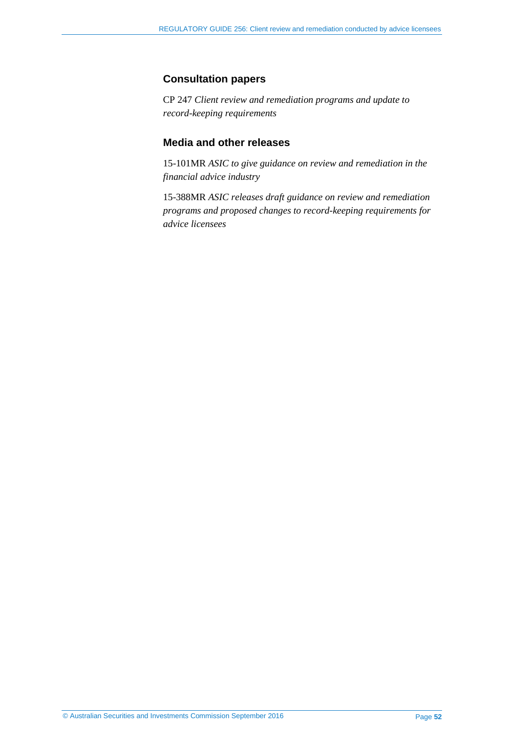## Consultation papers

CP 247 *Client review and remediation programs and update to record-keeping requirements*

## Media and other releases

15-101MR *ASIC to give guidance on review and remediation in the financial advice industry*

15-388MR *ASIC releases draft guidance on review and remediation programs and proposed changes to record-keeping requirements for advice licensees*